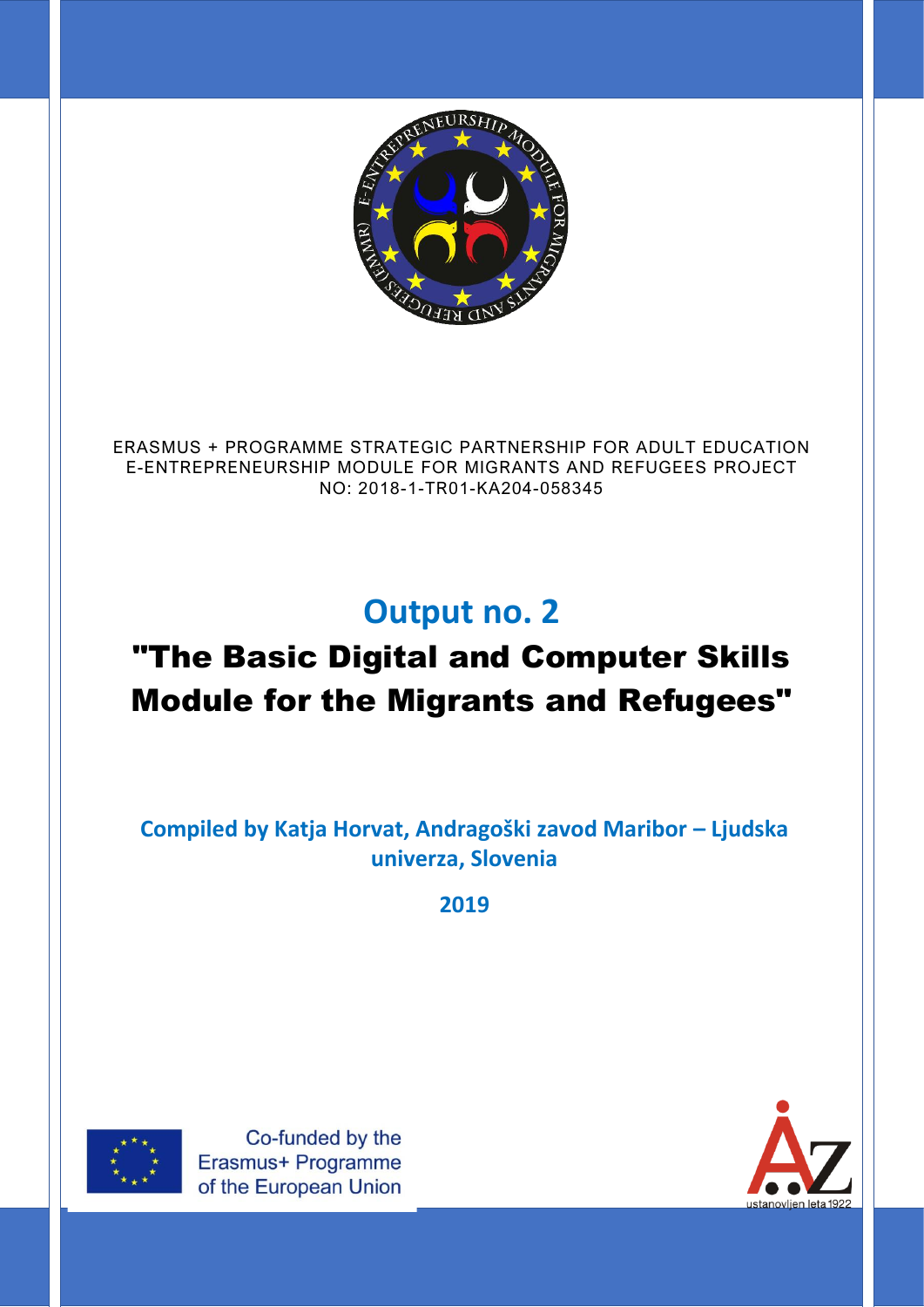ERASMUS + PROGRAMME STRATEGIC PARTNERSHIP FOR ADULT EDUCATION
E-ENTREPRENEURSHIP MODULE FOR MIGRANTS AND REFUGEES PROJECT
NO: 2018-1-TR01-KA204-058345

# Output no. 2

# "The Basic Digital and Computer Skills Module for the Migrants and Refugees"

**Compiled by Katja Horvat, Andragoški zavod Maribor – Ljudska univerza, Slovenia**

**2019**

Co-funded by the Erasmus+ Programme of the European Union

ustanovljen leta 1922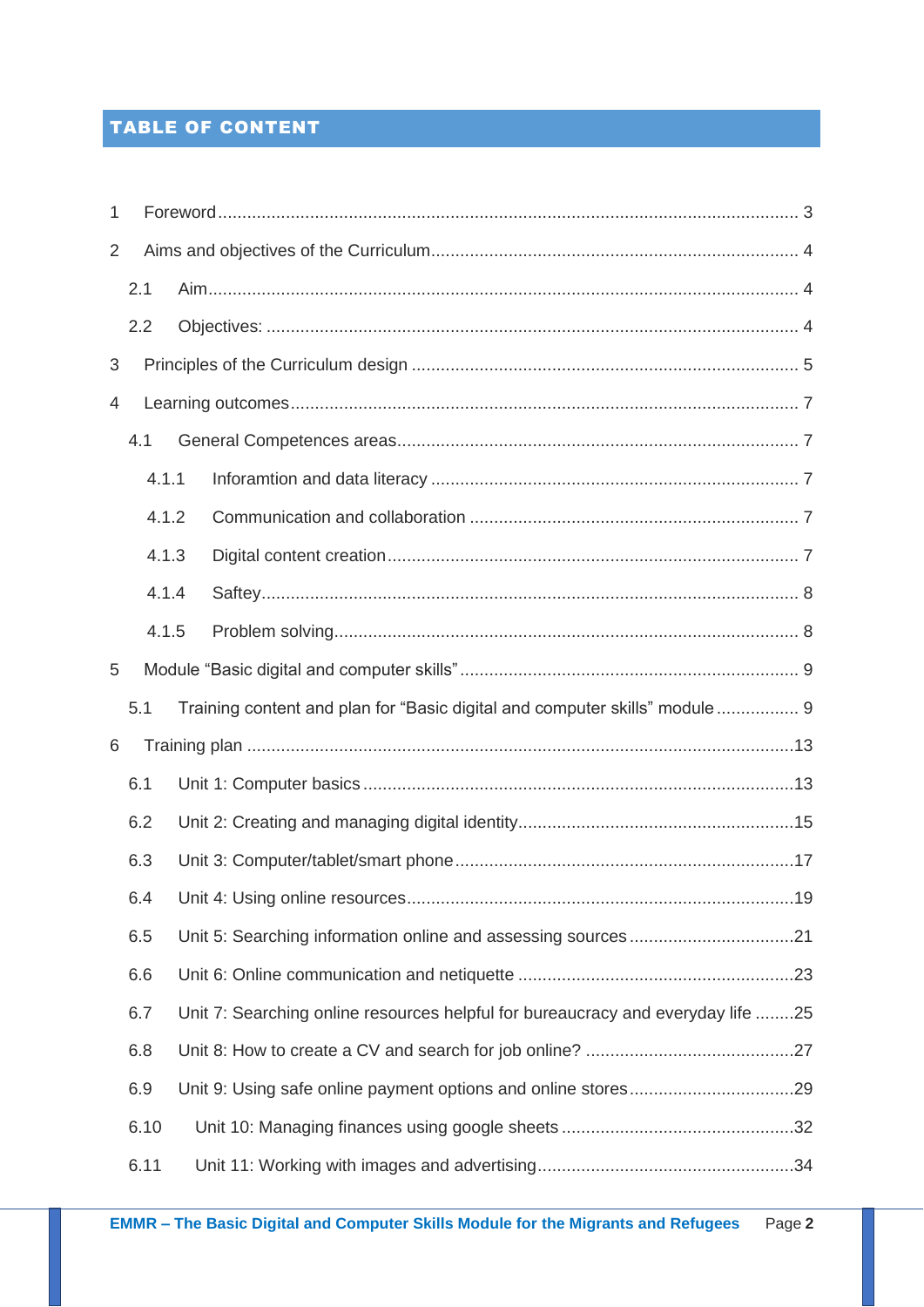# TABLE OF CONTENT

1 Foreword ........................................................................................................................ 3

2 Aims and objectives of the Curriculum........................................................................... 4

2.1 Aim........................................................................................................................... 4

2.2 Objectives: ............................................................................................................... 4

3 Principles of the Curriculum design ................................................................................ 5

4 Learning outcomes ........................................................................................................ 7

4.1 General Competences areas.................................................................................... 7

4.1.1 Inforamtion and data literacy ............................................................................. 7

4.1.2 Communication and collaboration ..................................................................... 7

4.1.3 Digital content creation...................................................................................... 7

4.1.4 Saftey................................................................................................................ 8

4.1.5 Problem solving................................................................................................. 8

5 Module “Basic digital and computer skills” ...................................................................... 9

5.1 Training content and plan for “Basic digital and computer skills” module ................. 9

6 Training plan ................................................................................................................13

6.1 Unit 1: Computer basics .........................................................................................13

6.2 Unit 2: Creating and managing digital identity.........................................................15

6.3 Unit 3: Computer/tablet/smart phone ......................................................................17

6.4 Unit 4: Using online resources................................................................................19

6.5 Unit 5: Searching information online and assessing sources ..................................21

6.6 Unit 6: Online communication and netiquette .........................................................23

6.7 Unit 7: Searching online resources helpful for bureaucracy and everyday life ........25

6.8 Unit 8: How to create a CV and search for job online? ...........................................27

6.9 Unit 9: Using safe online payment options and online stores..................................29

6.10 Unit 10: Managing finances using google sheets ................................................32

6.11 Unit 11: Working with images and advertising.....................................................34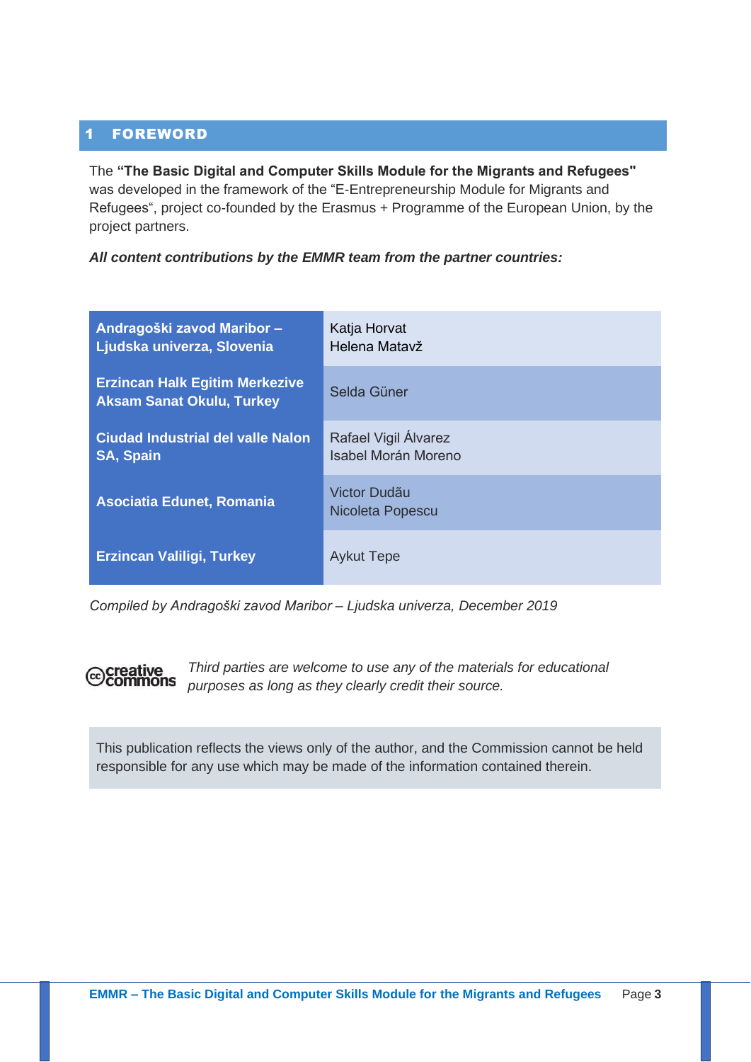# 1 FOREWORD

The **"The Basic Digital and Computer Skills Module for the Migrants and Refugees"** was developed in the framework of the "E-Entrepreneurship Module for Migrants and Refugees", project co-founded by the Erasmus + Programme of the European Union, by the project partners.

***All content contributions by the EMMR team from the partner countries:***

| | |
|---|---|
| **Andragoški zavod Maribor – Ljudska univerza, Slovenia** | Katja Horvat<br>Helena Matavž |
| **Erzincan Halk Egitim Merkezive Aksam Sanat Okulu, Turkey** | Selda Güner |
| **Ciudad Industrial del valle Nalon SA, Spain** | Rafael Vigil Álvarez<br>Isabel Morán Moreno |
| **Asociatia Edunet, Romania** | Victor Dudău<br>Nicoleta Popescu |
| **Erzincan Valiligi, Turkey** | Aykut Tepe |

*Compiled by Andragoški zavod Maribor – Ljudska univerza, December 2019*

creative commons *Third parties are welcome to use any of the materials for educational purposes as long as they clearly credit their source.*

This publication reflects the views only of the author, and the Commission cannot be held responsible for any use which may be made of the information contained therein.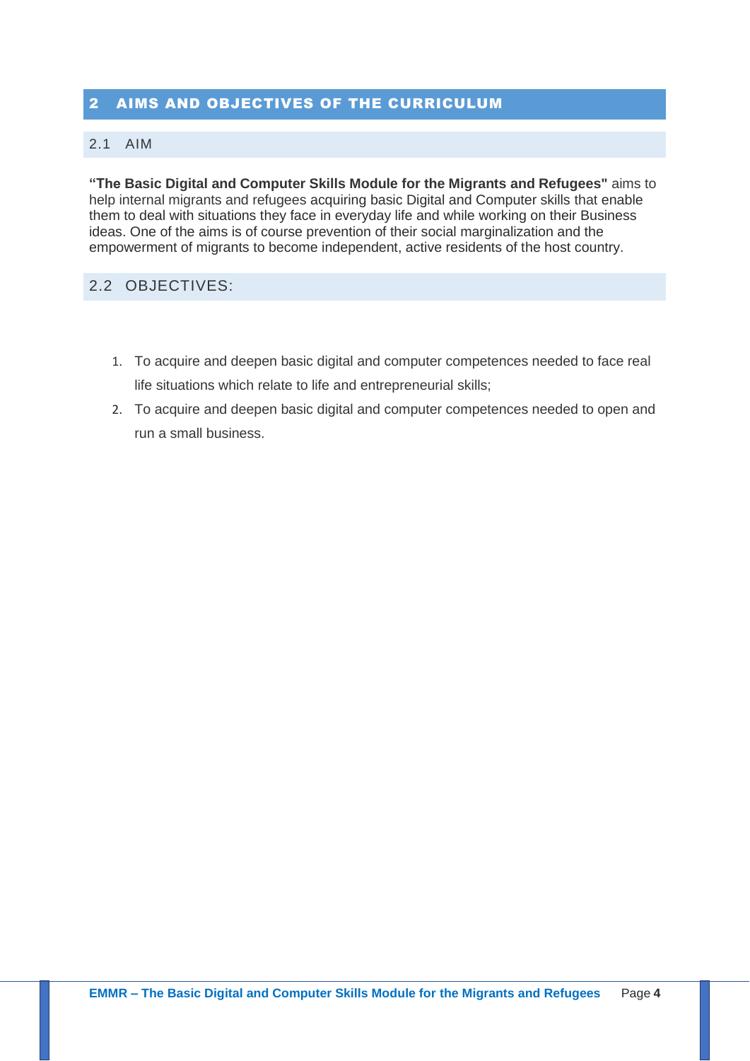# 2 AIMS AND OBJECTIVES OF THE CURRICULUM

## 2.1 AIM

**"The Basic Digital and Computer Skills Module for the Migrants and Refugees"** aims to help internal migrants and refugees acquiring basic Digital and Computer skills that enable them to deal with situations they face in everyday life and while working on their Business ideas. One of the aims is of course prevention of their social marginalization and the empowerment of migrants to become independent, active residents of the host country.

## 2.2 OBJECTIVES:

1. To acquire and deepen basic digital and computer competences needed to face real life situations which relate to life and entrepreneurial skills;
2. To acquire and deepen basic digital and computer competences needed to open and run a small business.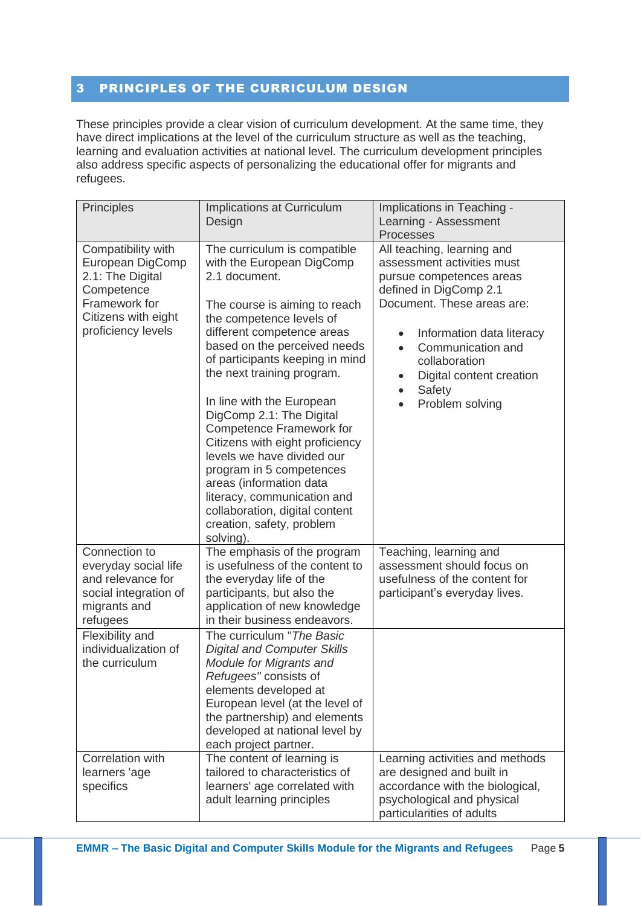# 3 PRINCIPLES OF THE CURRICULUM DESIGN

These principles provide a clear vision of curriculum development. At the same time, they have direct implications at the level of the curriculum structure as well as the teaching, learning and evaluation activities at national level. The curriculum development principles also address specific aspects of personalizing the educational offer for migrants and refugees.

| Principles | Implications at Curriculum Design | Implications in Teaching - Learning - Assessment Processes |
|---|---|---|
| Compatibility with European DigComp 2.1: The Digital Competence Framework for Citizens with eight proficiency levels | The curriculum is compatible with the European DigComp 2.1 document.<br><br>The course is aiming to reach the competence levels of different competence areas based on the perceived needs of participants keeping in mind the next training program.<br><br>In line with the European DigComp 2.1: The Digital Competence Framework for Citizens with eight proficiency levels we have divided our program in 5 competences areas (information data literacy, communication and collaboration, digital content creation, safety, problem solving). | All teaching, learning and assessment activities must pursue competences areas defined in DigComp 2.1 Document. These areas are:<br><br>• Information data literacy<br>• Communication and collaboration<br>• Digital content creation<br>• Safety<br>• Problem solving |
| Connection to everyday social life and relevance for social integration of migrants and refugees | The emphasis of the program is usefulness of the content to the everyday life of the participants, but also the application of new knowledge in their business endeavors. | Teaching, learning and assessment should focus on usefulness of the content for participant's everyday lives. |
| Flexibility and individualization of the curriculum | The curriculum "*The Basic Digital and Computer Skills Module for Migrants and Refugees*" consists of elements developed at European level (at the level of the partnership) and elements developed at national level by each project partner. | |
| Correlation with learners 'age specifics | The content of learning is tailored to characteristics of learners' age correlated with adult learning principles | Learning activities and methods are designed and built in accordance with the biological, psychological and physical particularities of adults |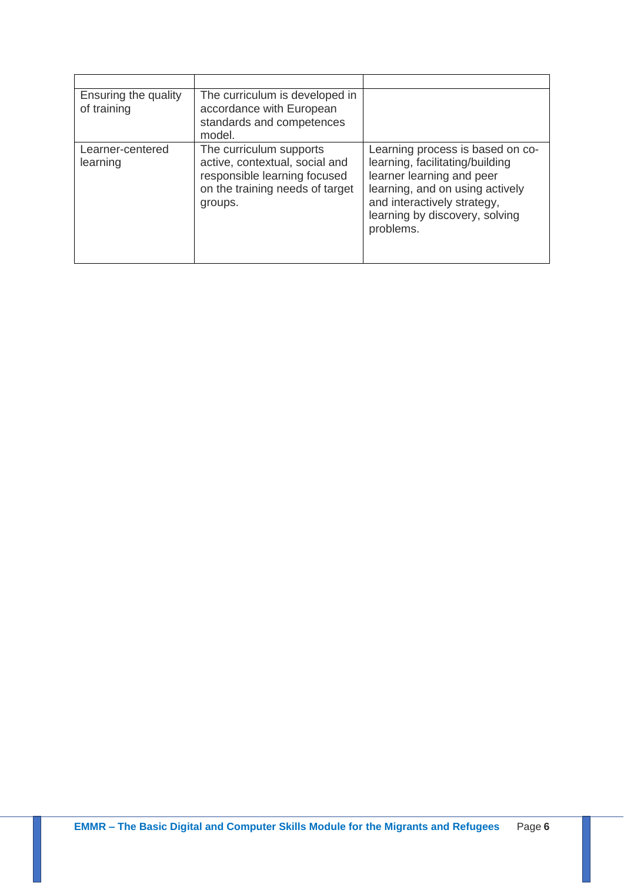| | | |
|---|---|---|
| Ensuring the quality of training | The curriculum is developed in accordance with European standards and competences model. | |
| Learner-centered learning | The curriculum supports active, contextual, social and responsible learning focused on the training needs of target groups. | Learning process is based on co-learning, facilitating/building learner learning and peer learning, and on using actively and interactively strategy, learning by discovery, solving problems. |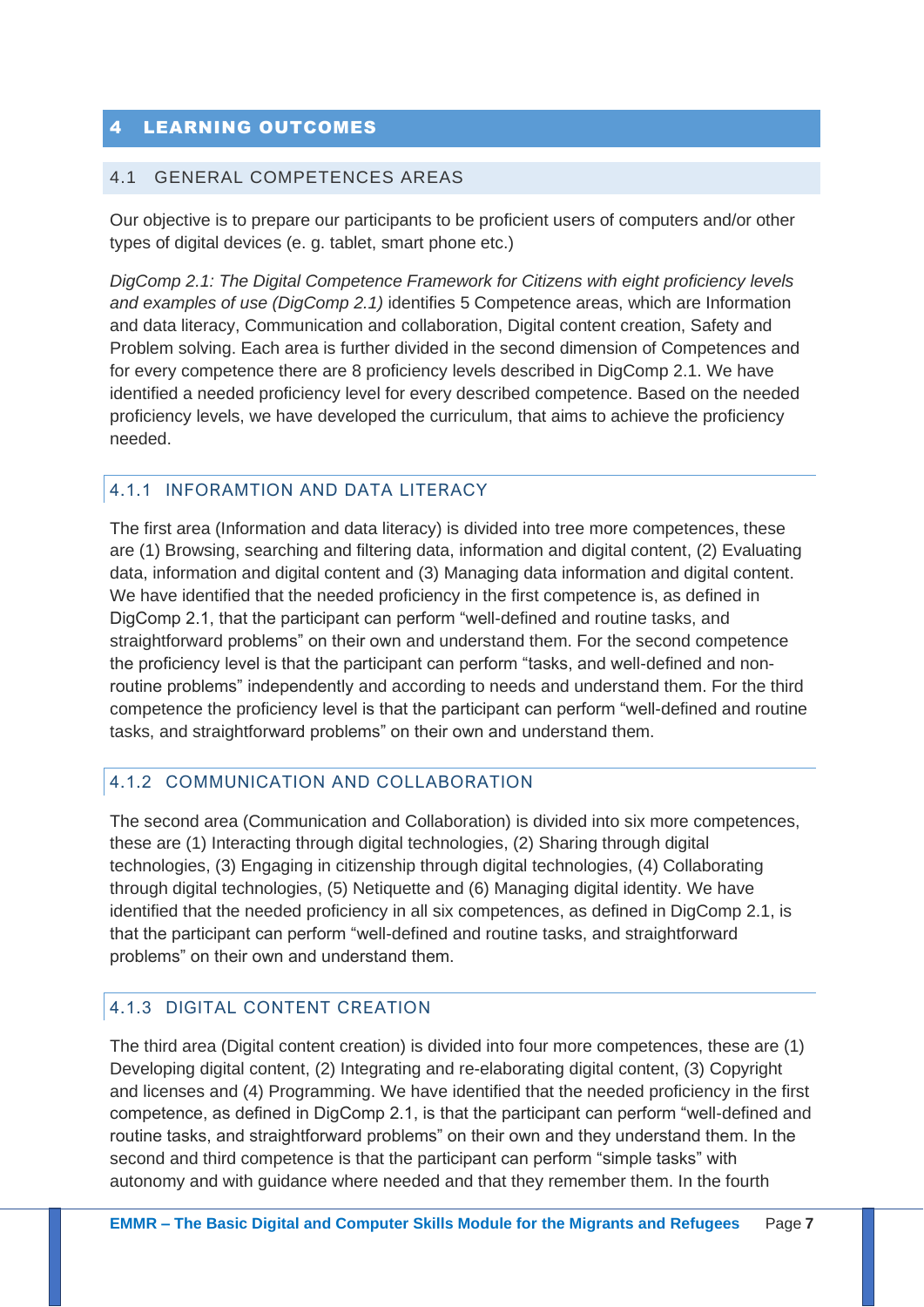# 4 LEARNING OUTCOMES

## 4.1 GENERAL COMPETENCES AREAS

Our objective is to prepare our participants to be proficient users of computers and/or other types of digital devices (e. g. tablet, smart phone etc.)

*DigComp 2.1: The Digital Competence Framework for Citizens with eight proficiency levels and examples of use (DigComp 2.1)* identifies 5 Competence areas, which are Information and data literacy, Communication and collaboration, Digital content creation, Safety and Problem solving. Each area is further divided in the second dimension of Competences and for every competence there are 8 proficiency levels described in DigComp 2.1. We have identified a needed proficiency level for every described competence. Based on the needed proficiency levels, we have developed the curriculum, that aims to achieve the proficiency needed.

### 4.1.1 INFORAMTION AND DATA LITERACY

The first area (Information and data literacy) is divided into tree more competences, these are (1) Browsing, searching and filtering data, information and digital content, (2) Evaluating data, information and digital content and (3) Managing data information and digital content. We have identified that the needed proficiency in the first competence is, as defined in DigComp 2.1, that the participant can perform "well-defined and routine tasks, and straightforward problems" on their own and understand them. For the second competence the proficiency level is that the participant can perform "tasks, and well-defined and non-routine problems" independently and according to needs and understand them. For the third competence the proficiency level is that the participant can perform "well-defined and routine tasks, and straightforward problems" on their own and understand them.

### 4.1.2 COMMUNICATION AND COLLABORATION

The second area (Communication and Collaboration) is divided into six more competences, these are (1) Interacting through digital technologies, (2) Sharing through digital technologies, (3) Engaging in citizenship through digital technologies, (4) Collaborating through digital technologies, (5) Netiquette and (6) Managing digital identity. We have identified that the needed proficiency in all six competences, as defined in DigComp 2.1, is that the participant can perform "well-defined and routine tasks, and straightforward problems" on their own and understand them.

### 4.1.3 DIGITAL CONTENT CREATION

The third area (Digital content creation) is divided into four more competences, these are (1) Developing digital content, (2) Integrating and re-elaborating digital content, (3) Copyright and licenses and (4) Programming. We have identified that the needed proficiency in the first competence, as defined in DigComp 2.1, is that the participant can perform "well-defined and routine tasks, and straightforward problems" on their own and they understand them. In the second and third competence is that the participant can perform "simple tasks" with autonomy and with guidance where needed and that they remember them. In the fourth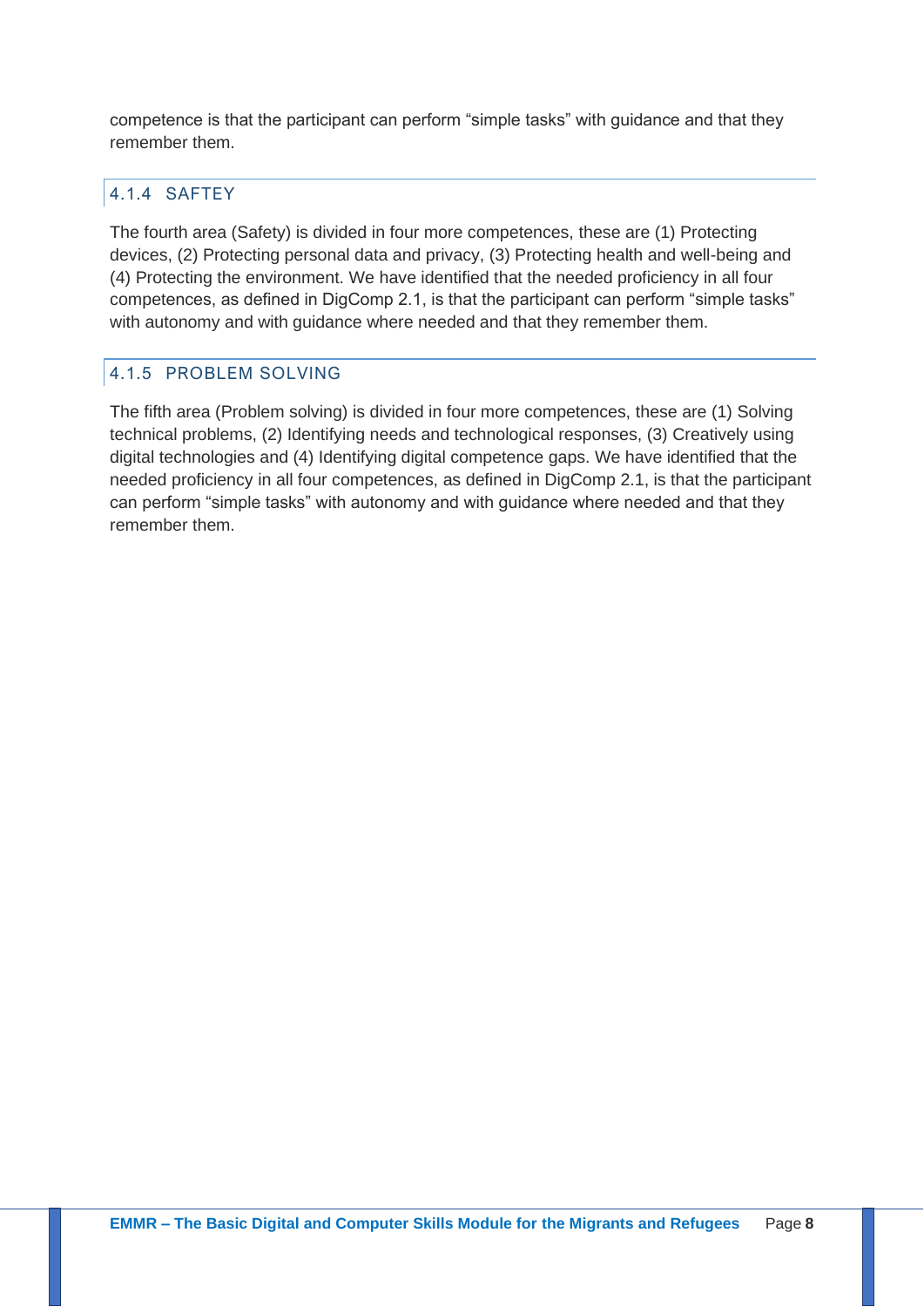competence is that the participant can perform “simple tasks” with guidance and that they remember them.

### 4.1.4 SAFTEY

The fourth area (Safety) is divided in four more competences, these are (1) Protecting devices, (2) Protecting personal data and privacy, (3) Protecting health and well-being and (4) Protecting the environment. We have identified that the needed proficiency in all four competences, as defined in DigComp 2.1, is that the participant can perform “simple tasks” with autonomy and with guidance where needed and that they remember them.

### 4.1.5 PROBLEM SOLVING

The fifth area (Problem solving) is divided in four more competences, these are (1) Solving technical problems, (2) Identifying needs and technological responses, (3) Creatively using digital technologies and (4) Identifying digital competence gaps. We have identified that the needed proficiency in all four competences, as defined in DigComp 2.1, is that the participant can perform “simple tasks” with autonomy and with guidance where needed and that they remember them.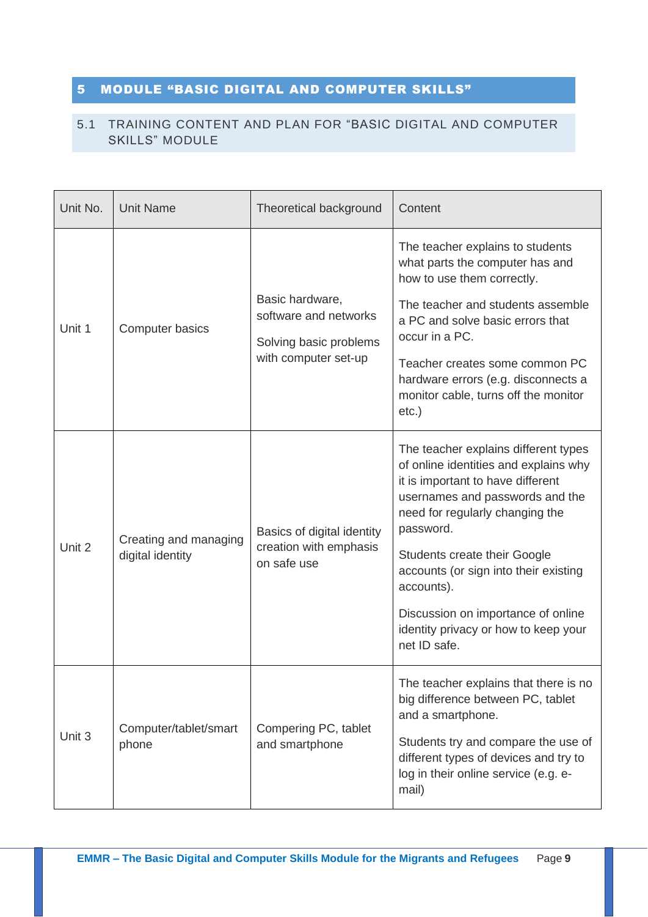# 5 MODULE "BASIC DIGITAL AND COMPUTER SKILLS"

## 5.1 TRAINING CONTENT AND PLAN FOR "BASIC DIGITAL AND COMPUTER SKILLS" MODULE

| Unit No. | Unit Name | Theoretical background | Content |
|---|---|---|---|
| Unit 1 | Computer basics | Basic hardware, software and networks<br><br>Solving basic problems with computer set-up | The teacher explains to students what parts the computer has and how to use them correctly.<br><br>The teacher and students assemble a PC and solve basic errors that occur in a PC.<br><br>Teacher creates some common PC hardware errors (e.g. disconnects a monitor cable, turns off the monitor etc.) |
| Unit 2 | Creating and managing digital identity | Basics of digital identity creation with emphasis on safe use | The teacher explains different types of online identities and explains why it is important to have different usernames and passwords and the need for regularly changing the password.<br><br>Students create their Google accounts (or sign into their existing accounts).<br><br>Discussion on importance of online identity privacy or how to keep your net ID safe. |
| Unit 3 | Computer/tablet/smart phone | Compering PC, tablet and smartphone | The teacher explains that there is no big difference between PC, tablet and a smartphone.<br><br>Students try and compare the use of different types of devices and try to log in their online service (e.g. e-mail) |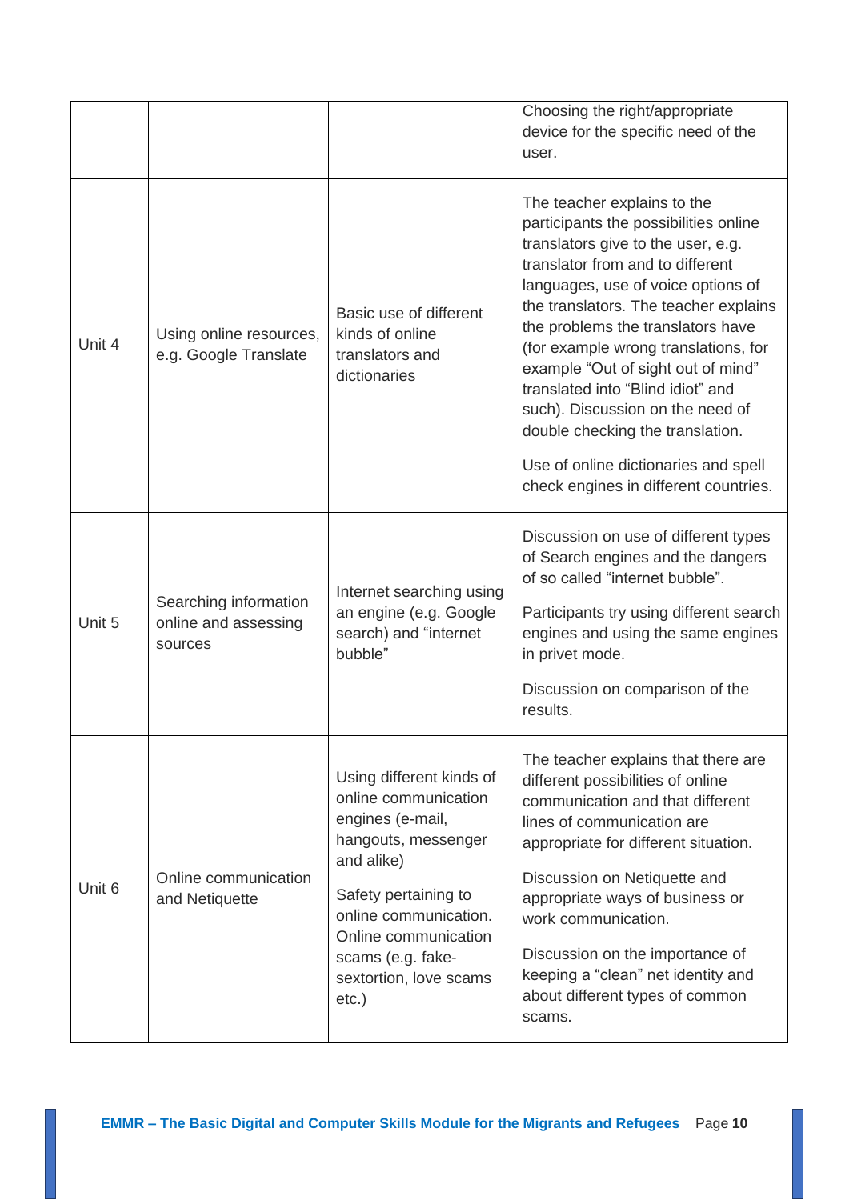| | | | |
|---|---|---|---|
| | | | Choosing the right/appropriate device for the specific need of the user. |
| Unit 4 | Using online resources, e.g. Google Translate | Basic use of different kinds of online translators and dictionaries | The teacher explains to the participants the possibilities online translators give to the user, e.g. translator from and to different languages, use of voice options of the translators. The teacher explains the problems the translators have (for example wrong translations, for example “Out of sight out of mind” translated into “Blind idiot” and such). Discussion on the need of double checking the translation.<br><br>Use of online dictionaries and spell check engines in different countries. |
| Unit 5 | Searching information online and assessing sources | Internet searching using an engine (e.g. Google search) and “internet bubble” | Discussion on use of different types of Search engines and the dangers of so called “internet bubble”.<br><br>Participants try using different search engines and using the same engines in privet mode.<br><br>Discussion on comparison of the results. |
| Unit 6 | Online communication and Netiquette | Using different kinds of online communication engines (e-mail, hangouts, messenger and alike)<br><br>Safety pertaining to online communication. Online communication scams (e.g. fake-sextortion, love scams etc.) | The teacher explains that there are different possibilities of online communication and that different lines of communication are appropriate for different situation.<br><br>Discussion on Netiquette and appropriate ways of business or work communication.<br><br>Discussion on the importance of keeping a “clean” net identity and about different types of common scams. |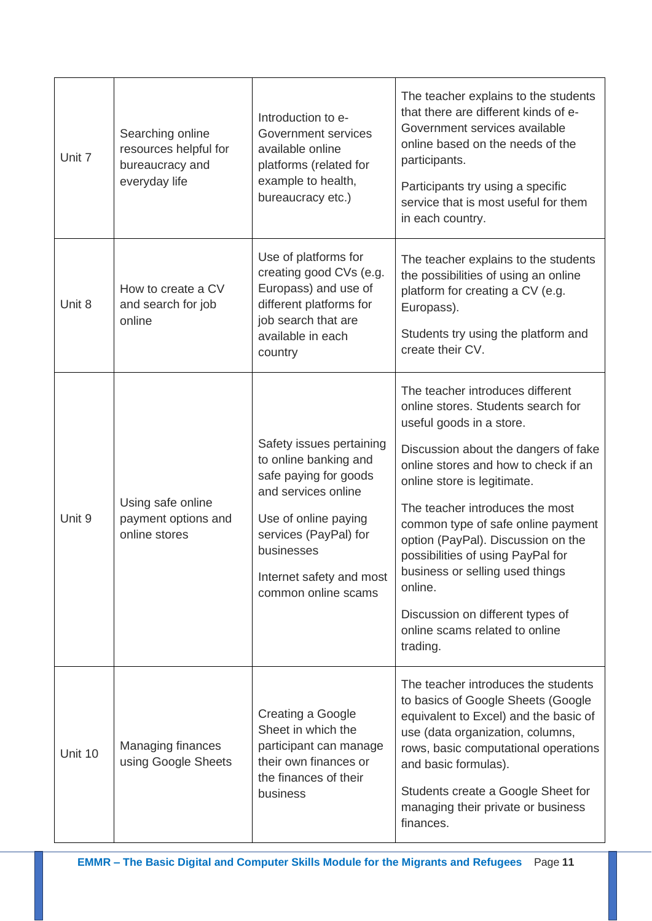| Unit 7 | Searching online resources helpful for bureaucracy and everyday life | Introduction to e-Government services available online platforms (related for example to health, bureaucracy etc.) | The teacher explains to the students that there are different kinds of e-Government services available online based on the needs of the participants.<br><br>Participants try using a specific service that is most useful for them in each country. |
|---|---|---|---|
| Unit 8 | How to create a CV and search for job online | Use of platforms for creating good CVs (e.g. Europass) and use of different platforms for job search that are available in each country | The teacher explains to the students the possibilities of using an online platform for creating a CV (e.g. Europass).<br><br>Students try using the platform and create their CV. |
| Unit 9 | Using safe online payment options and online stores | Safety issues pertaining to online banking and safe paying for goods and services online<br><br>Use of online paying services (PayPal) for businesses<br><br>Internet safety and most common online scams | The teacher introduces different online stores. Students search for useful goods in a store.<br><br>Discussion about the dangers of fake online stores and how to check if an online store is legitimate.<br><br>The teacher introduces the most common type of safe online payment option (PayPal). Discussion on the possibilities of using PayPal for business or selling used things online.<br><br>Discussion on different types of online scams related to online trading. |
| Unit 10 | Managing finances using Google Sheets | Creating a Google Sheet in which the participant can manage their own finances or the finances of their business | The teacher introduces the students to basics of Google Sheets (Google equivalent to Excel) and the basic of use (data organization, columns, rows, basic computational operations and basic formulas).<br><br>Students create a Google Sheet for managing their private or business finances. |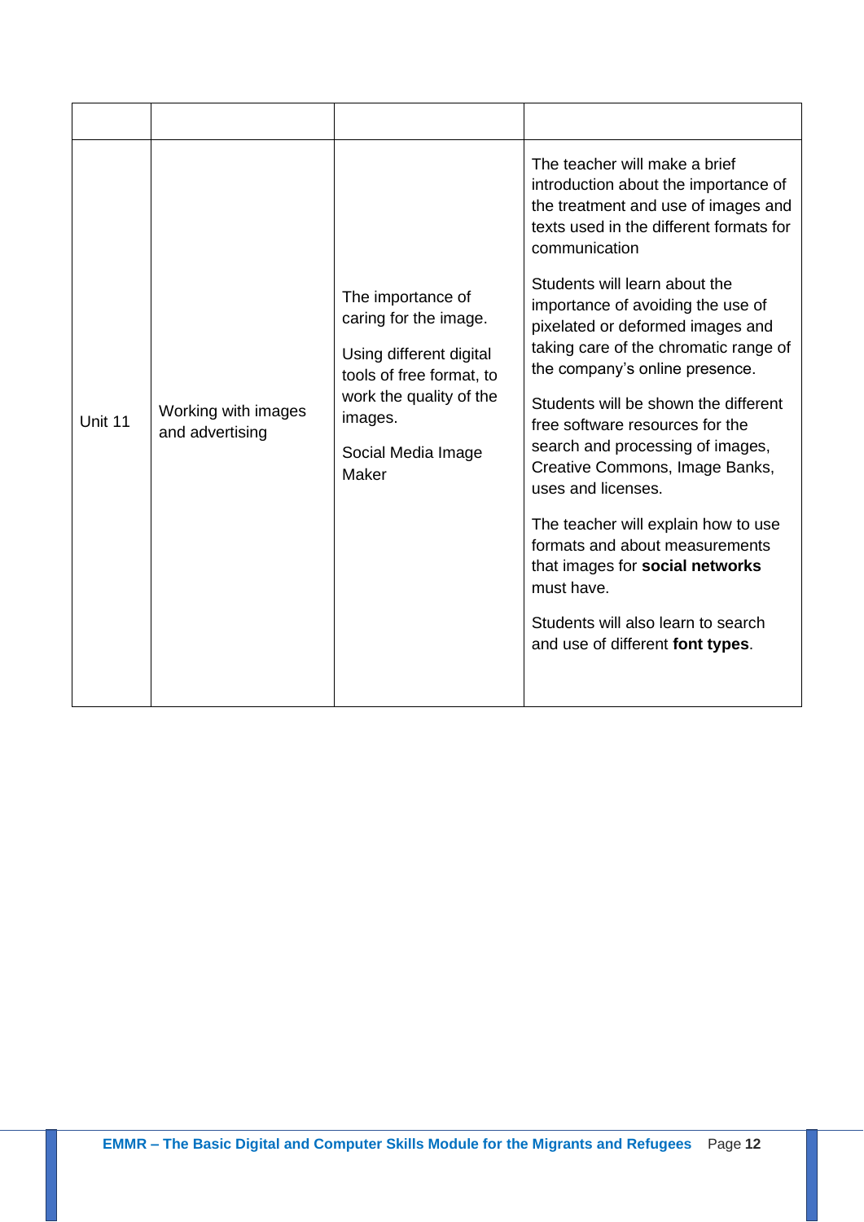| | | | |
|---|---|---|---|
| Unit 11 | Working with images and advertising | The importance of caring for the image.<br><br>Using different digital tools of free format, to work the quality of the images.<br><br>Social Media Image Maker | The teacher will make a brief introduction about the importance of the treatment and use of images and texts used in the different formats for communication<br><br>Students will learn about the importance of avoiding the use of pixelated or deformed images and taking care of the chromatic range of the company's online presence.<br><br>Students will be shown the different free software resources for the search and processing of images, Creative Commons, Image Banks, uses and licenses.<br><br>The teacher will explain how to use formats and about measurements that images for **social networks** must have.<br><br>Students will also learn to search and use of different **font types**. |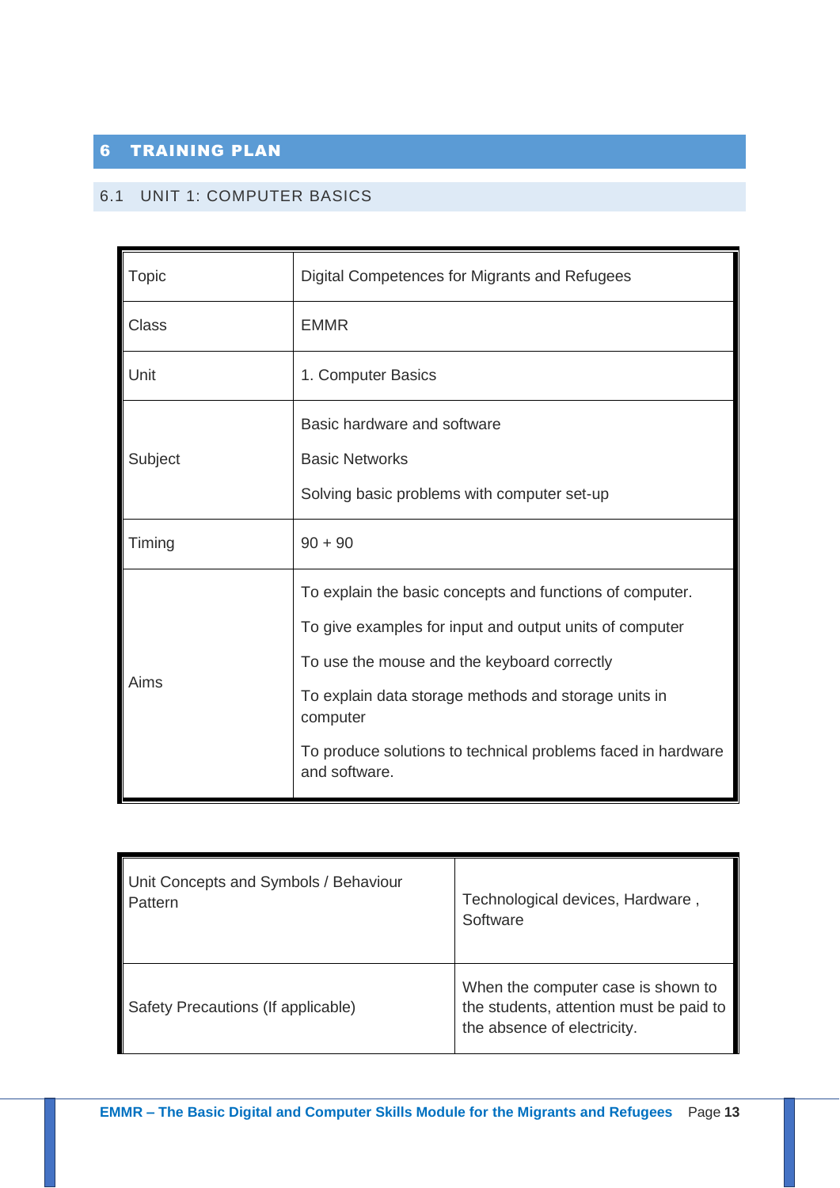# 6 TRAINING PLAN

## 6.1 UNIT 1: COMPUTER BASICS

| Topic | Digital Competences for Migrants and Refugees |
|---|---|
| Class | EMMR |
| Unit | 1. Computer Basics |
| Subject | Basic hardware and software<br><br>Basic Networks<br><br>Solving basic problems with computer set-up |
| Timing | 90 + 90 |
| Aims | To explain the basic concepts and functions of computer.<br><br>To give examples for input and output units of computer<br><br>To use the mouse and the keyboard correctly<br><br>To explain data storage methods and storage units in computer<br><br>To produce solutions to technical problems faced in hardware and software. |

| Unit Concepts and Symbols / Behaviour Pattern | Technological devices, Hardware , Software |
|---|---|
| Safety Precautions (If applicable) | When the computer case is shown to the students, attention must be paid to the absence of electricity. |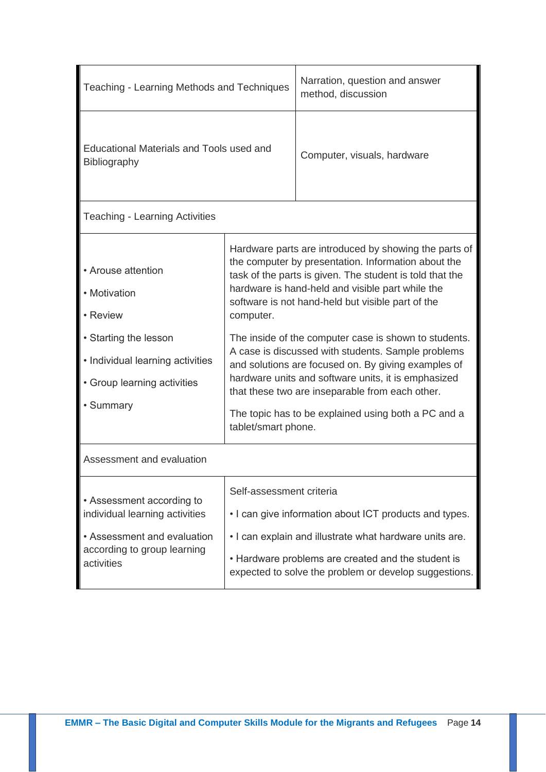| | |
|---|---|
| Teaching - Learning Methods and Techniques | Narration, question and answer method, discussion |
| Educational Materials and Tools used and Bibliography | Computer, visuals, hardware |
| **Teaching - Learning Activities** | |
| • Arouse attention<br>• Motivation<br>• Review<br>• Starting the lesson<br>• Individual learning activities<br>• Group learning activities<br>• Summary | Hardware parts are introduced by showing the parts of the computer by presentation. Information about the task of the parts is given. The student is told that the hardware is hand-held and visible part while the software is not hand-held but visible part of the computer.<br>The inside of the computer case is shown to students. A case is discussed with students. Sample problems and solutions are focused on. By giving examples of hardware units and software units, it is emphasized that these two are inseparable from each other.<br>The topic has to be explained using both a PC and a tablet/smart phone. |
| **Assessment and evaluation** | |
| • Assessment according to individual learning activities<br>• Assessment and evaluation according to group learning activities | Self-assessment criteria<br>• I can give information about ICT products and types.<br>• I can explain and illustrate what hardware units are.<br>• Hardware problems are created and the student is expected to solve the problem or develop suggestions. |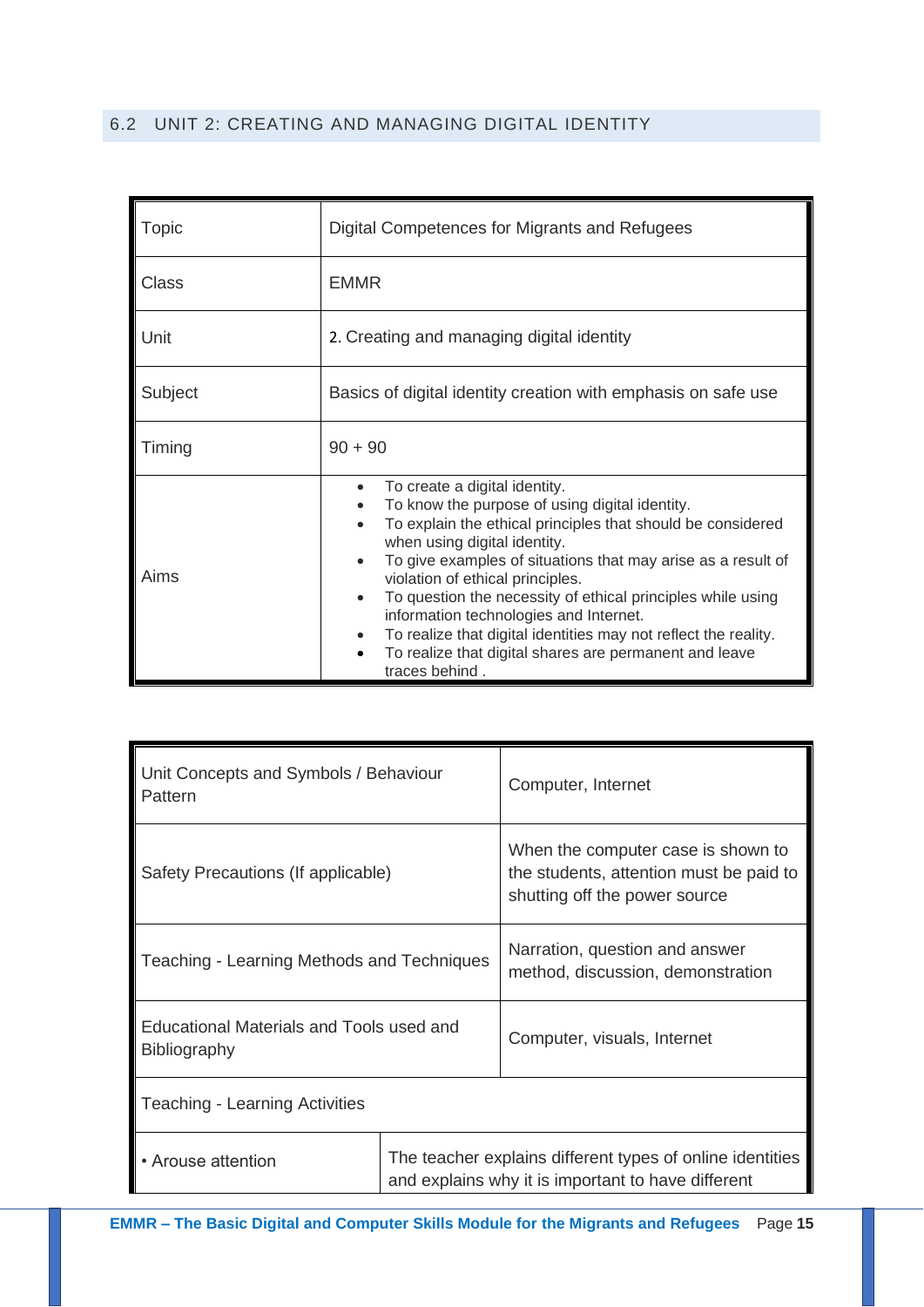## 6.2 UNIT 2: CREATING AND MANAGING DIGITAL IDENTITY

| Topic | Digital Competences for Migrants and Refugees |
|---|---|
| Class | EMMR |
| Unit | 2. Creating and managing digital identity |
| Subject | Basics of digital identity creation with emphasis on safe use |
| Timing | 90 + 90 |
| Aims | • To create a digital identity.<br>• To know the purpose of using digital identity.<br>• To explain the ethical principles that should be considered when using digital identity.<br>• To give examples of situations that may arise as a result of violation of ethical principles.<br>• To question the necessity of ethical principles while using information technologies and Internet.<br>• To realize that digital identities may not reflect the reality.<br>• To realize that digital shares are permanent and leave traces behind . |

| Unit Concepts and Symbols / Behaviour Pattern | Computer, Internet |
|---|---|
| Safety Precautions (If applicable) | When the computer case is shown to the students, attention must be paid to shutting off the power source |
| Teaching - Learning Methods and Techniques | Narration, question and answer method, discussion, demonstration |
| Educational Materials and Tools used and Bibliography | Computer, visuals, Internet |
| Teaching - Learning Activities | |
| • Arouse attention | The teacher explains different types of online identities and explains why it is important to have different |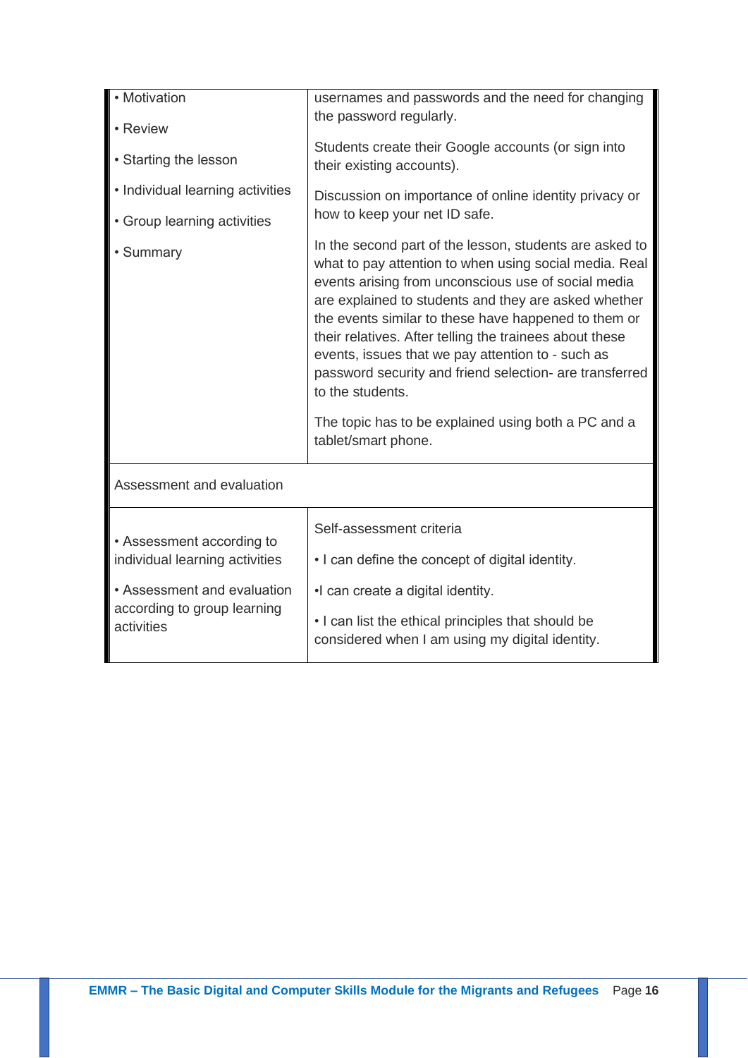| | |
|---|---|
| • Motivation<br><br>• Review<br><br>• Starting the lesson<br><br>• Individual learning activities<br><br>• Group learning activities<br><br>• Summary | usernames and passwords and the need for changing the password regularly.<br><br>Students create their Google accounts (or sign into their existing accounts).<br><br>Discussion on importance of online identity privacy or how to keep your net ID safe.<br><br>In the second part of the lesson, students are asked to what to pay attention to when using social media. Real events arising from unconscious use of social media are explained to students and they are asked whether the events similar to these have happened to them or their relatives. After telling the trainees about these events, issues that we pay attention to - such as password security and friend selection- are transferred to the students.<br><br>The topic has to be explained using both a PC and a tablet/smart phone. |
| Assessment and evaluation | |
| • Assessment according to individual learning activities<br><br>• Assessment and evaluation according to group learning activities | Self-assessment criteria<br><br>• I can define the concept of digital identity.<br><br>•I can create a digital identity.<br><br>• I can list the ethical principles that should be considered when I am using my digital identity. |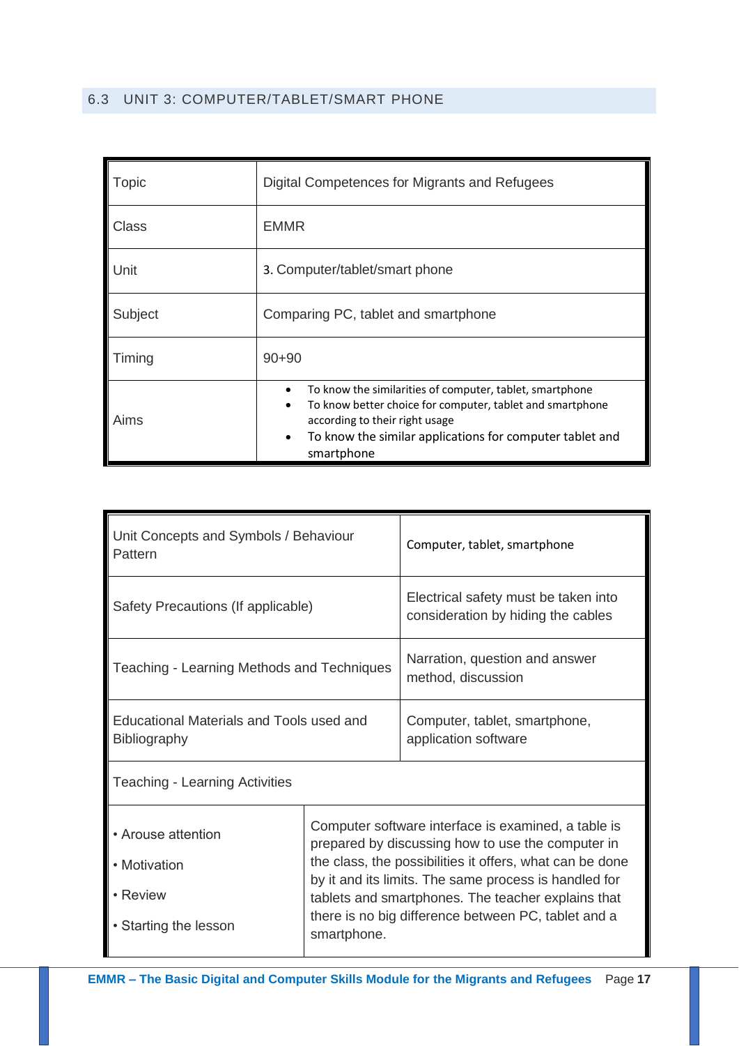## 6.3 UNIT 3: COMPUTER/TABLET/SMART PHONE

| Topic | Digital Competences for Migrants and Refugees |
|---|---|
| Class | EMMR |
| Unit | 3. Computer/tablet/smart phone |
| Subject | Comparing PC, tablet and smartphone |
| Timing | 90+90 |
| Aims | • To know the similarities of computer, tablet, smartphone<br>• To know better choice for computer, tablet and smartphone according to their right usage<br>• To know the similar applications for computer tablet and smartphone |

| Unit Concepts and Symbols / Behaviour Pattern | Computer, tablet, smartphone |
|---|---|
| Safety Precautions (If applicable) | Electrical safety must be taken into consideration by hiding the cables |
| Teaching - Learning Methods and Techniques | Narration, question and answer method, discussion |
| Educational Materials and Tools used and Bibliography | Computer, tablet, smartphone, application software |
| Teaching - Learning Activities | |
| • Arouse attention<br>• Motivation<br>• Review<br>• Starting the lesson | Computer software interface is examined, a table is prepared by discussing how to use the computer in the class, the possibilities it offers, what can be done by it and its limits. The same process is handled for tablets and smartphones. The teacher explains that there is no big difference between PC, tablet and a smartphone. |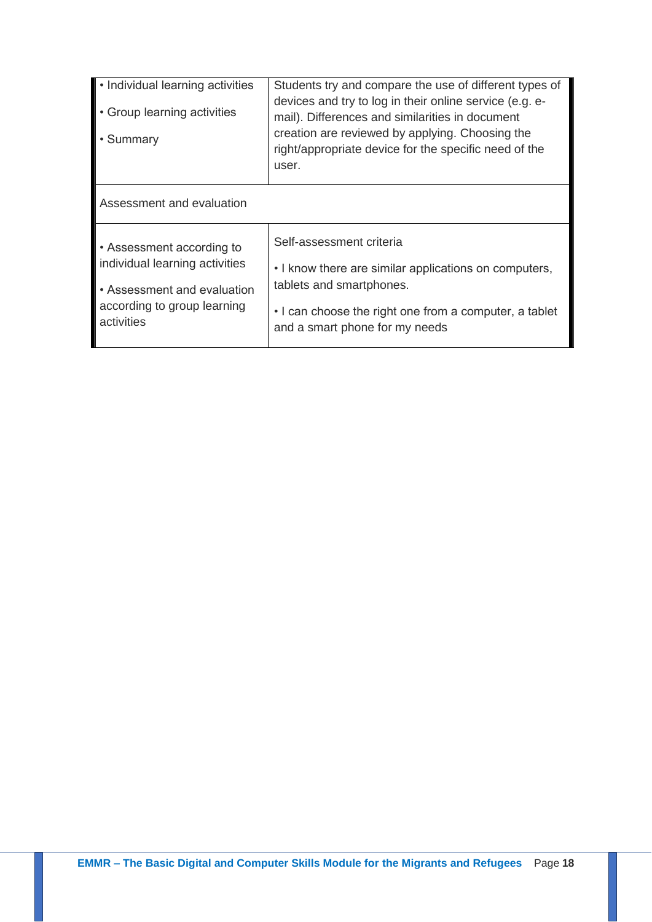| | |
|---|---|
| • Individual learning activities<br><br>• Group learning activities<br><br>• Summary | Students try and compare the use of different types of devices and try to log in their online service (e.g. e-mail). Differences and similarities in document creation are reviewed by applying. Choosing the right/appropriate device for the specific need of the user. |
| Assessment and evaluation | |
| • Assessment according to individual learning activities<br><br>• Assessment and evaluation according to group learning activities | Self-assessment criteria<br><br>• I know there are similar applications on computers, tablets and smartphones.<br><br>• I can choose the right one from a computer, a tablet and a smart phone for my needs |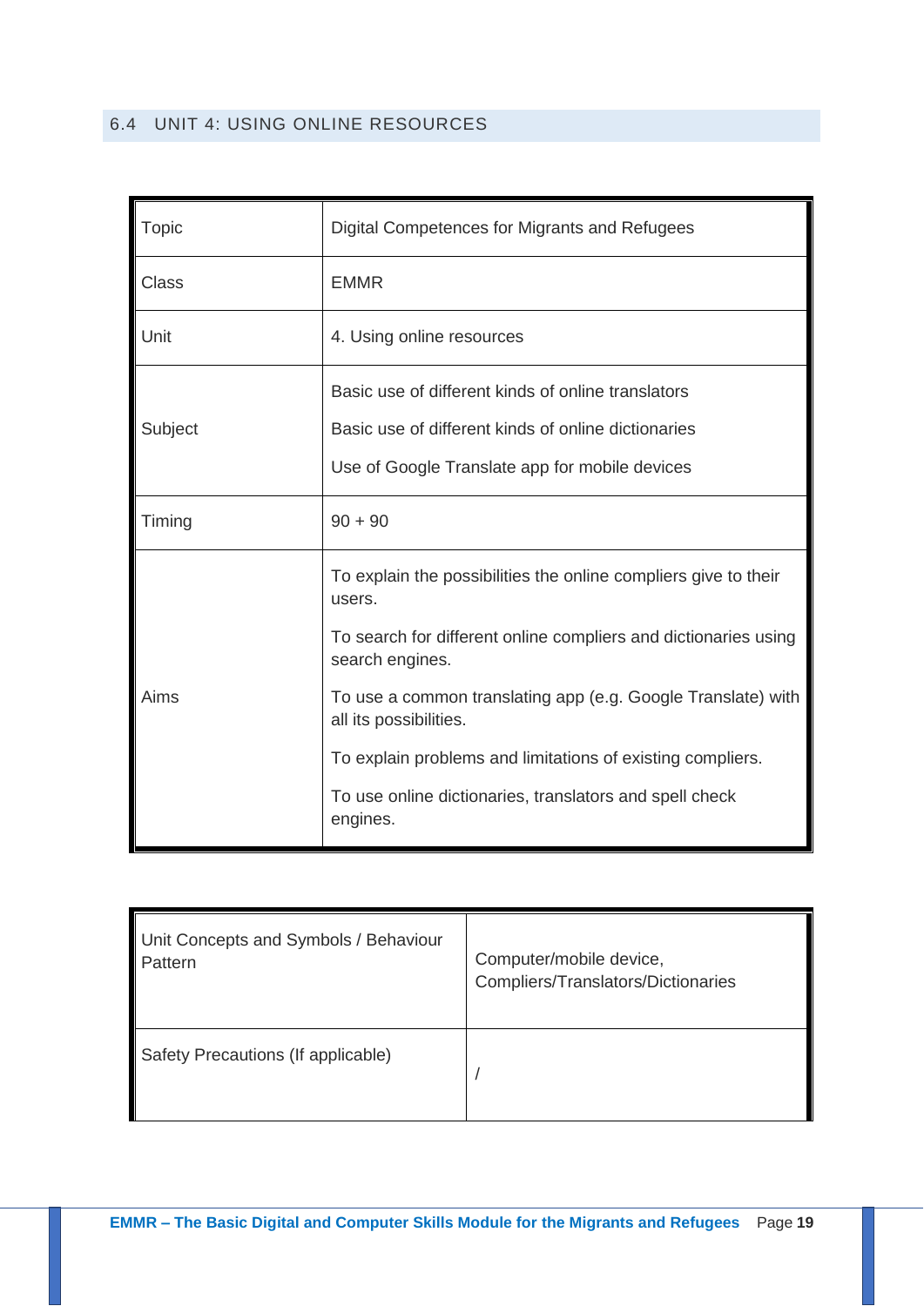## 6.4 UNIT 4: USING ONLINE RESOURCES

| | |
|---|---|
| Topic | Digital Competences for Migrants and Refugees |
| Class | EMMR |
| Unit | 4. Using online resources |
| Subject | Basic use of different kinds of online translators<br><br>Basic use of different kinds of online dictionaries<br><br>Use of Google Translate app for mobile devices |
| Timing | 90 + 90 |
| Aims | To explain the possibilities the online compliers give to their users.<br><br>To search for different online compliers and dictionaries using search engines.<br><br>To use a common translating app (e.g. Google Translate) with all its possibilities.<br><br>To explain problems and limitations of existing compliers.<br><br>To use online dictionaries, translators and spell check engines. |

| | |
|---|---|
| Unit Concepts and Symbols / Behaviour Pattern | Computer/mobile device, Compliers/Translators/Dictionaries |
| Safety Precautions (If applicable) | / |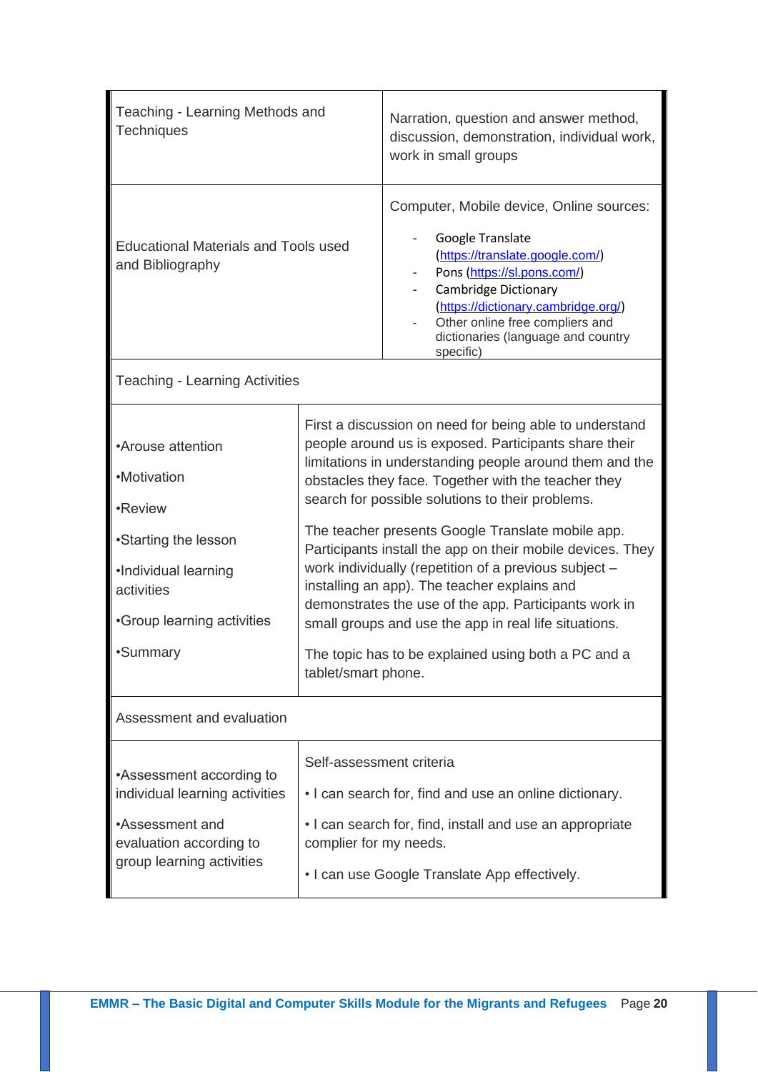| | |
|---|---|
| Teaching - Learning Methods and Techniques | Narration, question and answer method, discussion, demonstration, individual work, work in small groups |
| Educational Materials and Tools used and Bibliography | Computer, Mobile device, Online sources:<br>- Google Translate (https://translate.google.com/)<br>- Pons (https://sl.pons.com/)<br>- Cambridge Dictionary (https://dictionary.cambridge.org/)<br>- Other online free compliers and dictionaries (language and country specific) |
| Teaching - Learning Activities | |
| •Arouse attention<br>•Motivation<br>•Review<br>•Starting the lesson<br>•Individual learning activities<br>•Group learning activities<br>•Summary | First a discussion on need for being able to understand people around us is exposed. Participants share their limitations in understanding people around them and the obstacles they face. Together with the teacher they search for possible solutions to their problems.<br>The teacher presents Google Translate mobile app. Participants install the app on their mobile devices. They work individually (repetition of a previous subject – installing an app). The teacher explains and demonstrates the use of the app. Participants work in small groups and use the app in real life situations.<br>The topic has to be explained using both a PC and a tablet/smart phone. |
| Assessment and evaluation | |
| •Assessment according to individual learning activities<br>•Assessment and evaluation according to group learning activities | Self-assessment criteria<br>• I can search for, find and use an online dictionary.<br>• I can search for, find, install and use an appropriate complier for my needs.<br>• I can use Google Translate App effectively. |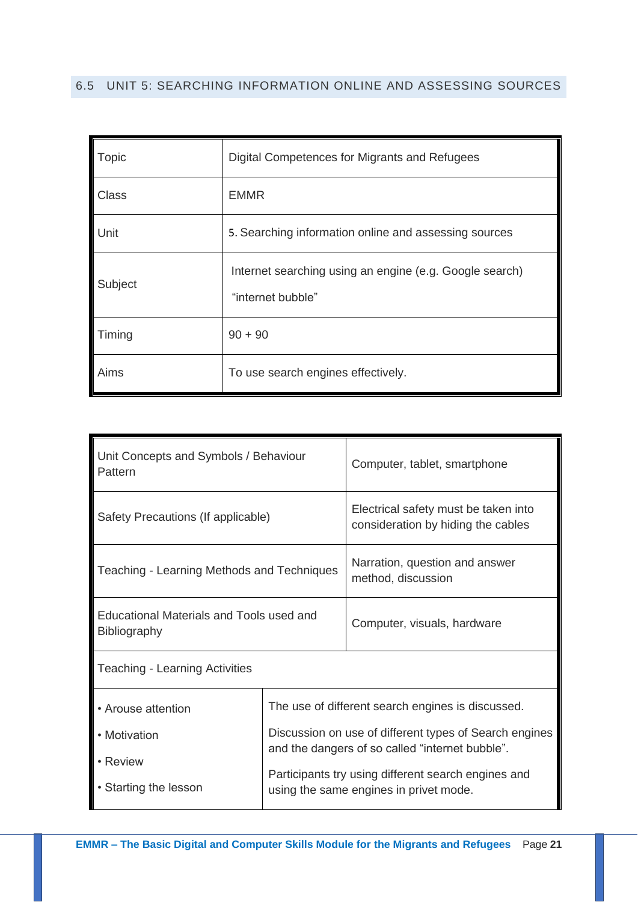## 6.5 UNIT 5: SEARCHING INFORMATION ONLINE AND ASSESSING SOURCES

| | |
|---|---|
| Topic | Digital Competences for Migrants and Refugees |
| Class | EMMR |
| Unit | 5. Searching information online and assessing sources |
| Subject | Internet searching using an engine (e.g. Google search)<br>“internet bubble” |
| Timing | 90 + 90 |
| Aims | To use search engines effectively. |

| | |
|---|---|
| Unit Concepts and Symbols / Behaviour Pattern | Computer, tablet, smartphone |
| Safety Precautions (If applicable) | Electrical safety must be taken into consideration by hiding the cables |
| Teaching - Learning Methods and Techniques | Narration, question and answer method, discussion |
| Educational Materials and Tools used and Bibliography | Computer, visuals, hardware |
| Teaching - Learning Activities | |
| • Arouse attention<br>• Motivation<br>• Review<br>• Starting the lesson | The use of different search engines is discussed.<br>Discussion on use of different types of Search engines and the dangers of so called “internet bubble”.<br>Participants try using different search engines and using the same engines in privet mode. |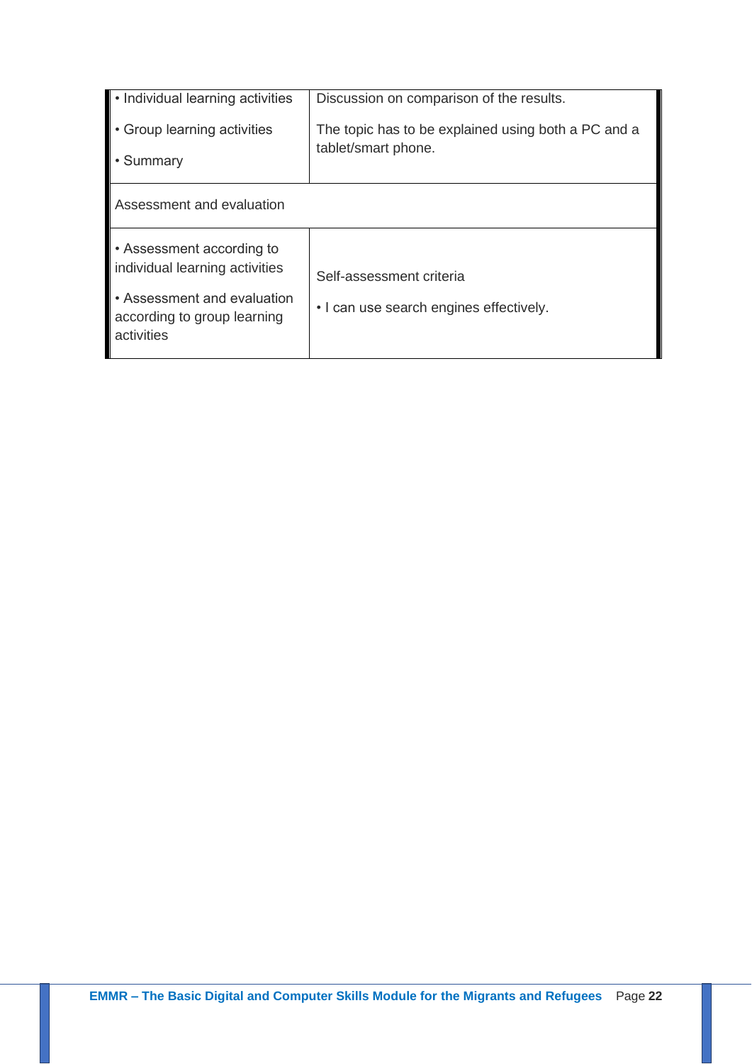| | |
|---|---|
| • Individual learning activities<br>• Group learning activities<br>• Summary | Discussion on comparison of the results.<br>The topic has to be explained using both a PC and a tablet/smart phone. |
| Assessment and evaluation | |
| • Assessment according to individual learning activities<br>• Assessment and evaluation according to group learning activities | Self-assessment criteria<br>• I can use search engines effectively. |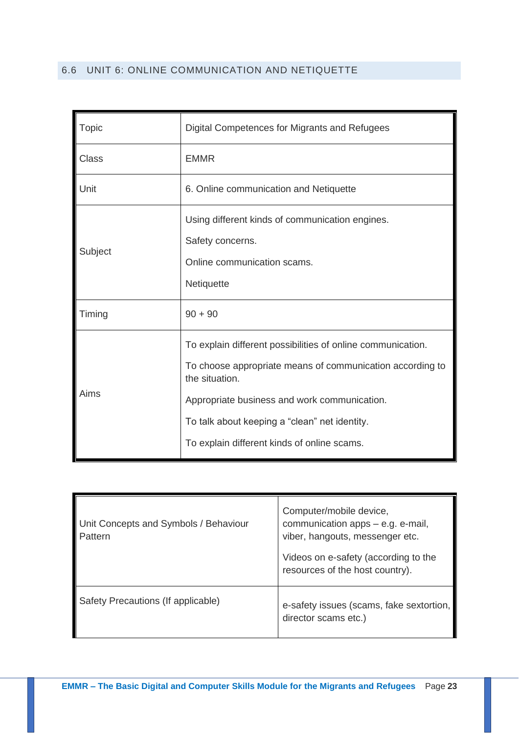## 6.6 UNIT 6: ONLINE COMMUNICATION AND NETIQUETTE

| Topic | Digital Competences for Migrants and Refugees |
|---|---|
| Class | EMMR |
| Unit | 6. Online communication and Netiquette |
| Subject | Using different kinds of communication engines.<br>Safety concerns.<br>Online communication scams.<br>Netiquette |
| Timing | 90 + 90 |
| Aims | To explain different possibilities of online communication.<br>To choose appropriate means of communication according to the situation.<br>Appropriate business and work communication.<br>To talk about keeping a "clean" net identity.<br>To explain different kinds of online scams. |

| Unit Concepts and Symbols / Behaviour Pattern | Computer/mobile device, communication apps – e.g. e-mail, viber, hangouts, messenger etc.<br>Videos on e-safety (according to the resources of the host country). |
|---|---|
| Safety Precautions (If applicable) | e-safety issues (scams, fake sextortion, director scams etc.) |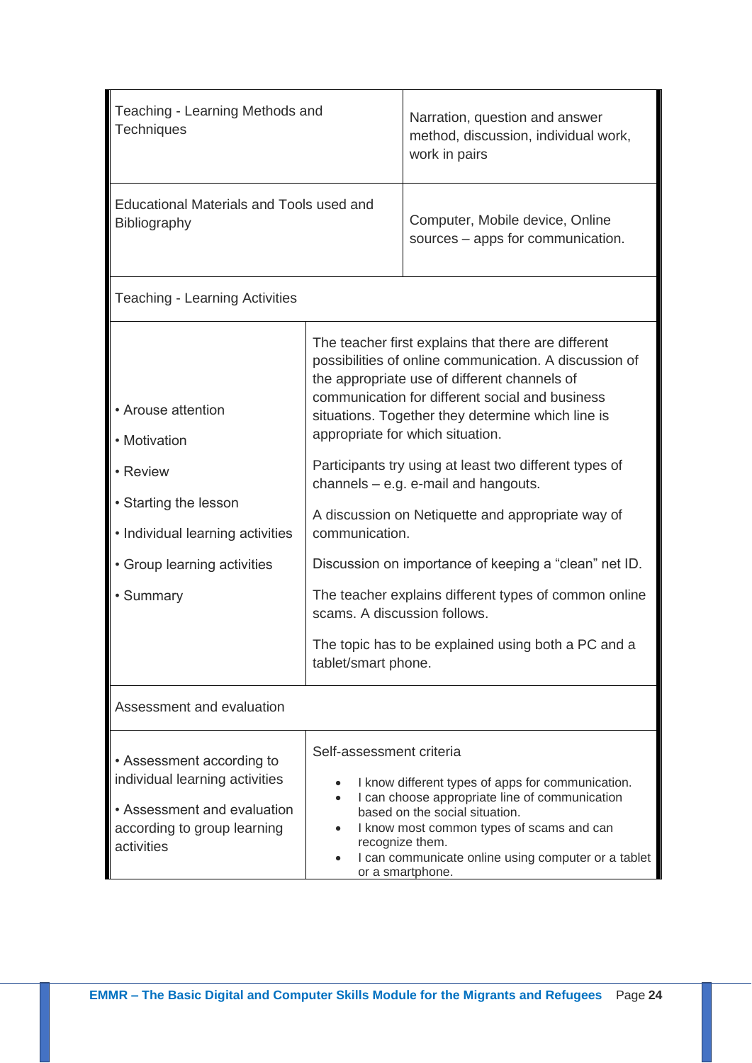| | |
|---|---|
| Teaching - Learning Methods and Techniques | Narration, question and answer method, discussion, individual work, work in pairs |
| Educational Materials and Tools used and Bibliography | Computer, Mobile device, Online sources – apps for communication. |
| Teaching - Learning Activities | |
| • Arouse attention<br>• Motivation<br>• Review<br>• Starting the lesson<br>• Individual learning activities<br>• Group learning activities<br>• Summary | The teacher first explains that there are different possibilities of online communication. A discussion of the appropriate use of different channels of communication for different social and business situations. Together they determine which line is appropriate for which situation.<br><br>Participants try using at least two different types of channels – e.g. e-mail and hangouts.<br><br>A discussion on Netiquette and appropriate way of communication.<br><br>Discussion on importance of keeping a "clean" net ID.<br><br>The teacher explains different types of common online scams. A discussion follows.<br><br>The topic has to be explained using both a PC and a tablet/smart phone. |
| Assessment and evaluation | |
| • Assessment according to individual learning activities<br><br>• Assessment and evaluation according to group learning activities | Self-assessment criteria<br><br>• I know different types of apps for communication.<br>• I can choose appropriate line of communication based on the social situation.<br>• I know most common types of scams and can recognize them.<br>• I can communicate online using computer or a tablet or a smartphone. |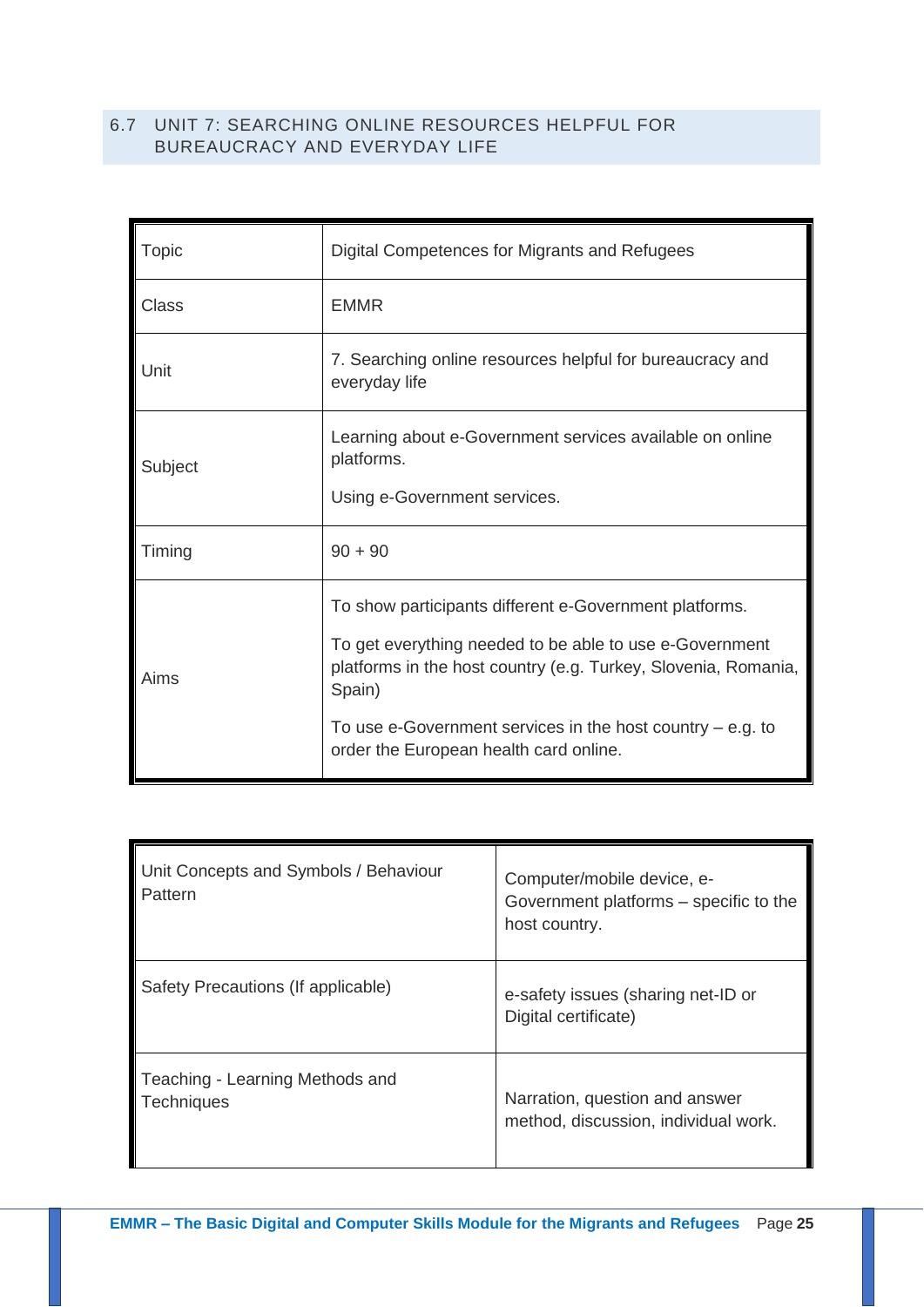## 6.7 UNIT 7: SEARCHING ONLINE RESOURCES HELPFUL FOR BUREAUCRACY AND EVERYDAY LIFE

| Topic | Digital Competences for Migrants and Refugees |
|---|---|
| Class | EMMR |
| Unit | 7. Searching online resources helpful for bureaucracy and everyday life |
| Subject | Learning about e-Government services available on online platforms.<br><br>Using e-Government services. |
| Timing | 90 + 90 |
| Aims | To show participants different e-Government platforms.<br><br>To get everything needed to be able to use e-Government platforms in the host country (e.g. Turkey, Slovenia, Romania, Spain)<br><br>To use e-Government services in the host country – e.g. to order the European health card online. |

| Unit Concepts and Symbols / Behaviour Pattern | Computer/mobile device, e-Government platforms – specific to the host country. |
|---|---|
| Safety Precautions (If applicable) | e-safety issues (sharing net-ID or Digital certificate) |
| Teaching - Learning Methods and Techniques | Narration, question and answer method, discussion, individual work. |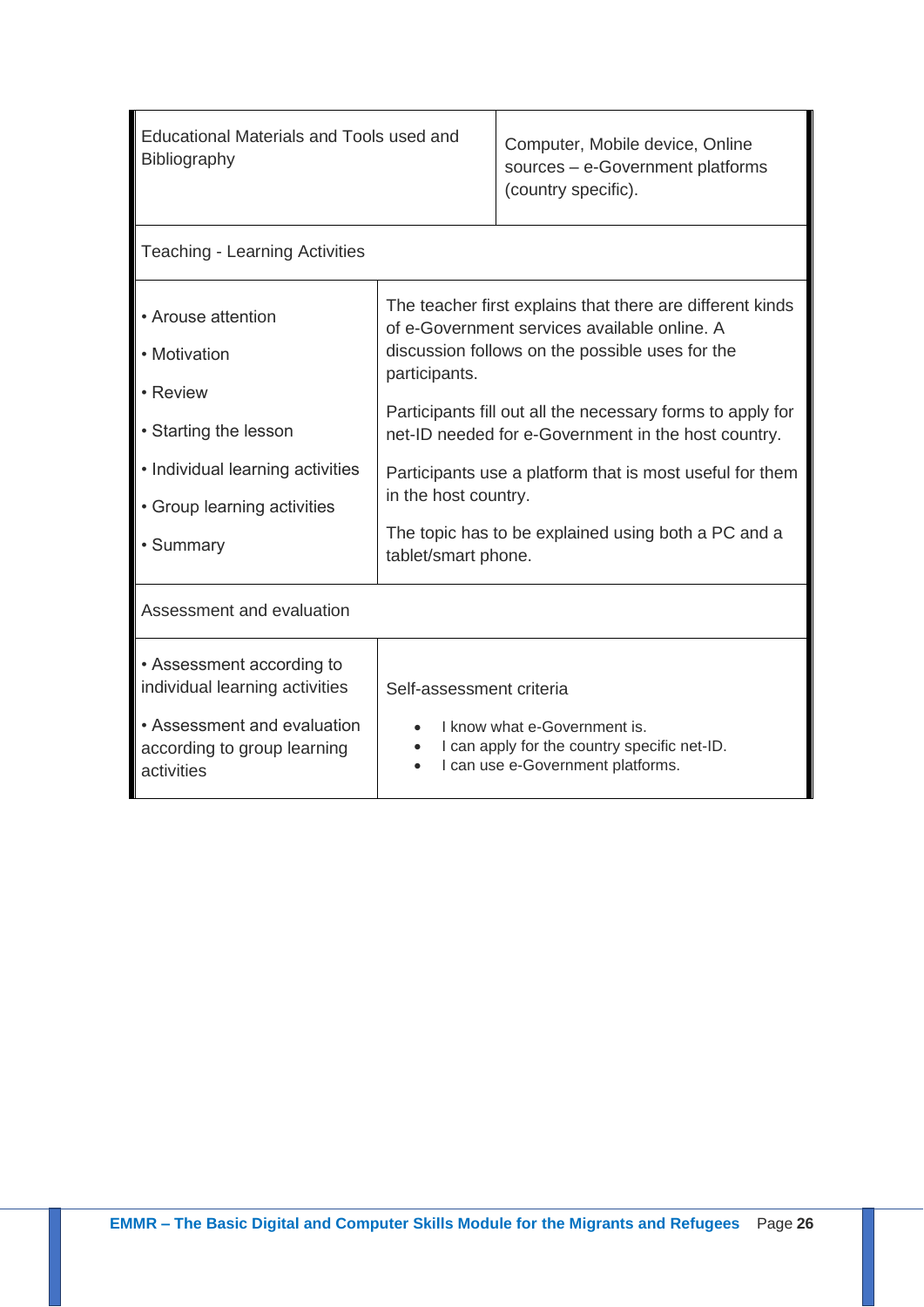| Educational Materials and Tools used and Bibliography | Computer, Mobile device, Online sources – e-Government platforms (country specific). |
|---|---|
| **Teaching - Learning Activities** | |
| • Arouse attention<br>• Motivation<br>• Review<br>• Starting the lesson<br>• Individual learning activities<br>• Group learning activities<br>• Summary | The teacher first explains that there are different kinds of e-Government services available online. A discussion follows on the possible uses for the participants.<br><br>Participants fill out all the necessary forms to apply for net-ID needed for e-Government in the host country.<br><br>Participants use a platform that is most useful for them in the host country.<br><br>The topic has to be explained using both a PC and a tablet/smart phone. |
| **Assessment and evaluation** | |
| • Assessment according to individual learning activities<br><br>• Assessment and evaluation according to group learning activities | Self-assessment criteria<br><br>• I know what e-Government is.<br>• I can apply for the country specific net-ID.<br>• I can use e-Government platforms. |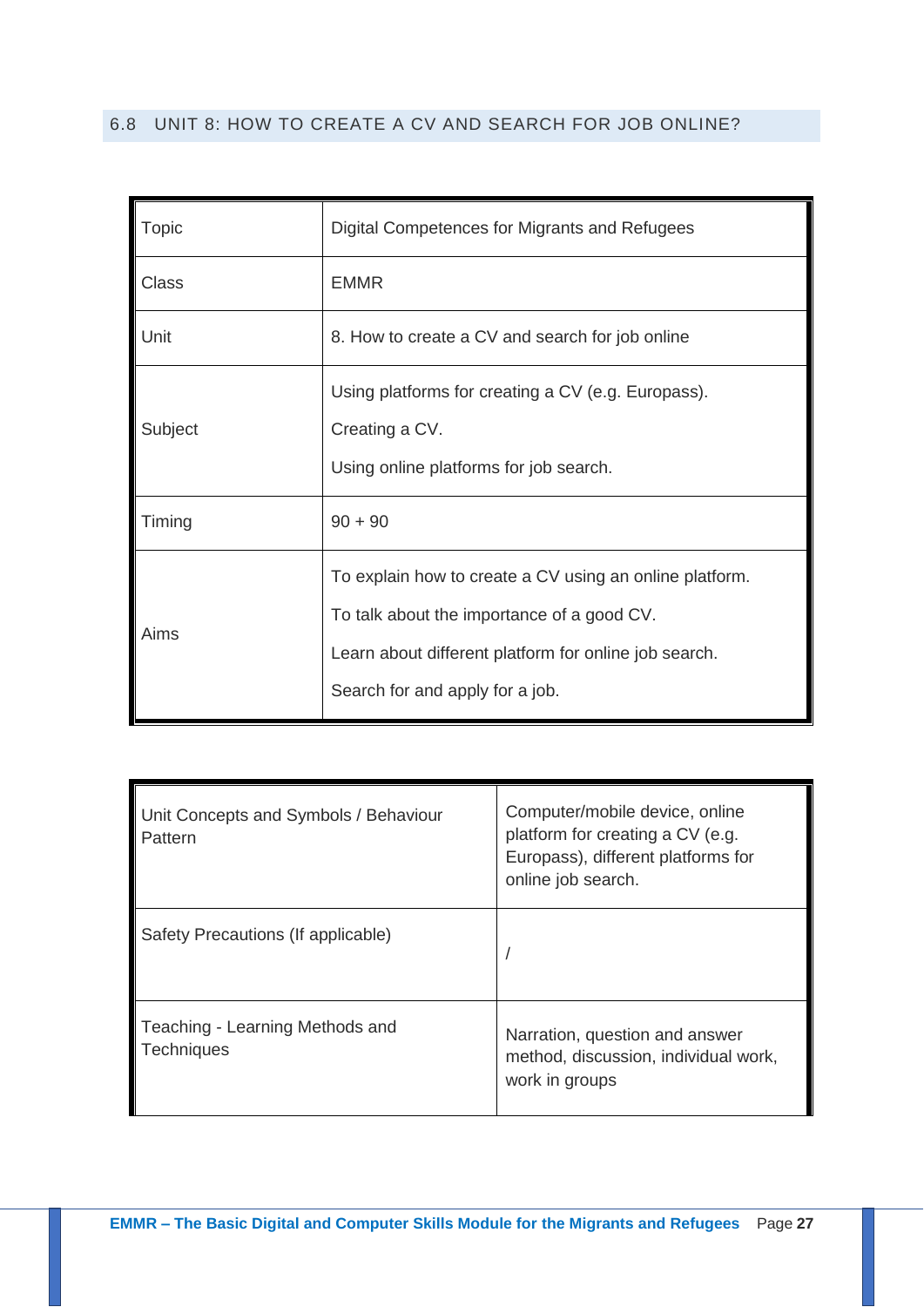## 6.8 UNIT 8: HOW TO CREATE A CV AND SEARCH FOR JOB ONLINE?

| | |
|---|---|
| Topic | Digital Competences for Migrants and Refugees |
| Class | EMMR |
| Unit | 8. How to create a CV and search for job online |
| Subject | Using platforms for creating a CV (e.g. Europass).<br>Creating a CV.<br>Using online platforms for job search. |
| Timing | 90 + 90 |
| Aims | To explain how to create a CV using an online platform.<br>To talk about the importance of a good CV.<br>Learn about different platform for online job search.<br>Search for and apply for a job. |

| | |
|---|---|
| Unit Concepts and Symbols / Behaviour Pattern | Computer/mobile device, online platform for creating a CV (e.g. Europass), different platforms for online job search. |
| Safety Precautions (If applicable) | / |
| Teaching - Learning Methods and Techniques | Narration, question and answer method, discussion, individual work, work in groups |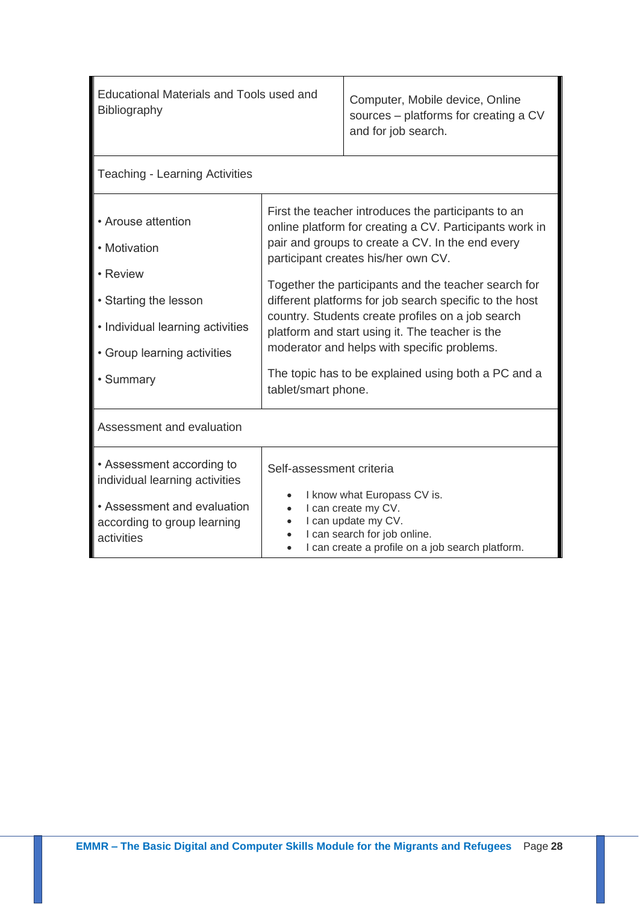| Educational Materials and Tools used and Bibliography | Computer, Mobile device, Online sources – platforms for creating a CV and for job search. |
|---|---|
| **Teaching - Learning Activities** | |
| • Arouse attention<br>• Motivation<br>• Review<br>• Starting the lesson<br>• Individual learning activities<br>• Group learning activities<br>• Summary | First the teacher introduces the participants to an online platform for creating a CV. Participants work in pair and groups to create a CV. In the end every participant creates his/her own CV.<br><br>Together the participants and the teacher search for different platforms for job search specific to the host country. Students create profiles on a job search platform and start using it. The teacher is the moderator and helps with specific problems.<br><br>The topic has to be explained using both a PC and a tablet/smart phone. |
| **Assessment and evaluation** | |
| • Assessment according to individual learning activities<br><br>• Assessment and evaluation according to group learning activities | Self-assessment criteria<br><br>• I know what Europass CV is.<br>• I can create my CV.<br>• I can update my CV.<br>• I can search for job online.<br>• I can create a profile on a job search platform. |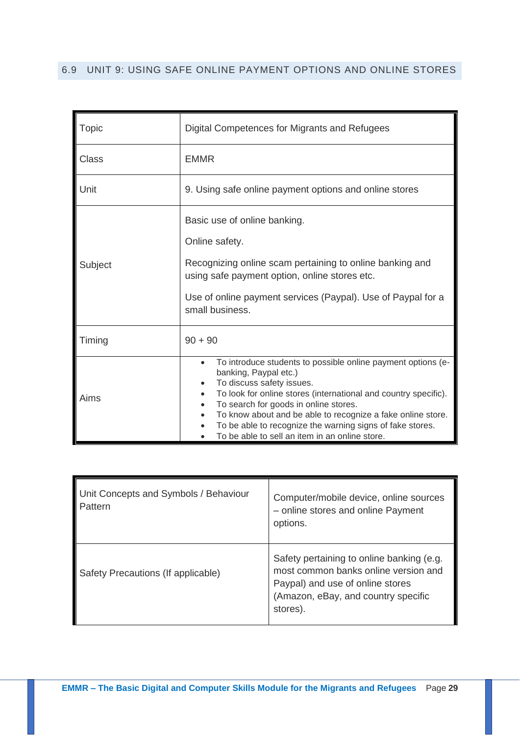## 6.9 UNIT 9: USING SAFE ONLINE PAYMENT OPTIONS AND ONLINE STORES

| | |
|---|---|
| Topic | Digital Competences for Migrants and Refugees |
| Class | EMMR |
| Unit | 9. Using safe online payment options and online stores |
| Subject | Basic use of online banking.<br><br>Online safety.<br><br>Recognizing online scam pertaining to online banking and using safe payment option, online stores etc.<br><br>Use of online payment services (Paypal). Use of Paypal for a small business. |
| Timing | 90 + 90 |
| Aims | • To introduce students to possible online payment options (e-banking, Paypal etc.)<br>• To discuss safety issues.<br>• To look for online stores (international and country specific).<br>• To search for goods in online stores.<br>• To know about and be able to recognize a fake online store.<br>• To be able to recognize the warning signs of fake stores.<br>• To be able to sell an item in an online store. |

| | |
|---|---|
| Unit Concepts and Symbols / Behaviour Pattern | Computer/mobile device, online sources – online stores and online Payment options. |
| Safety Precautions (If applicable) | Safety pertaining to online banking (e.g. most common banks online version and Paypal) and use of online stores (Amazon, eBay, and country specific stores). |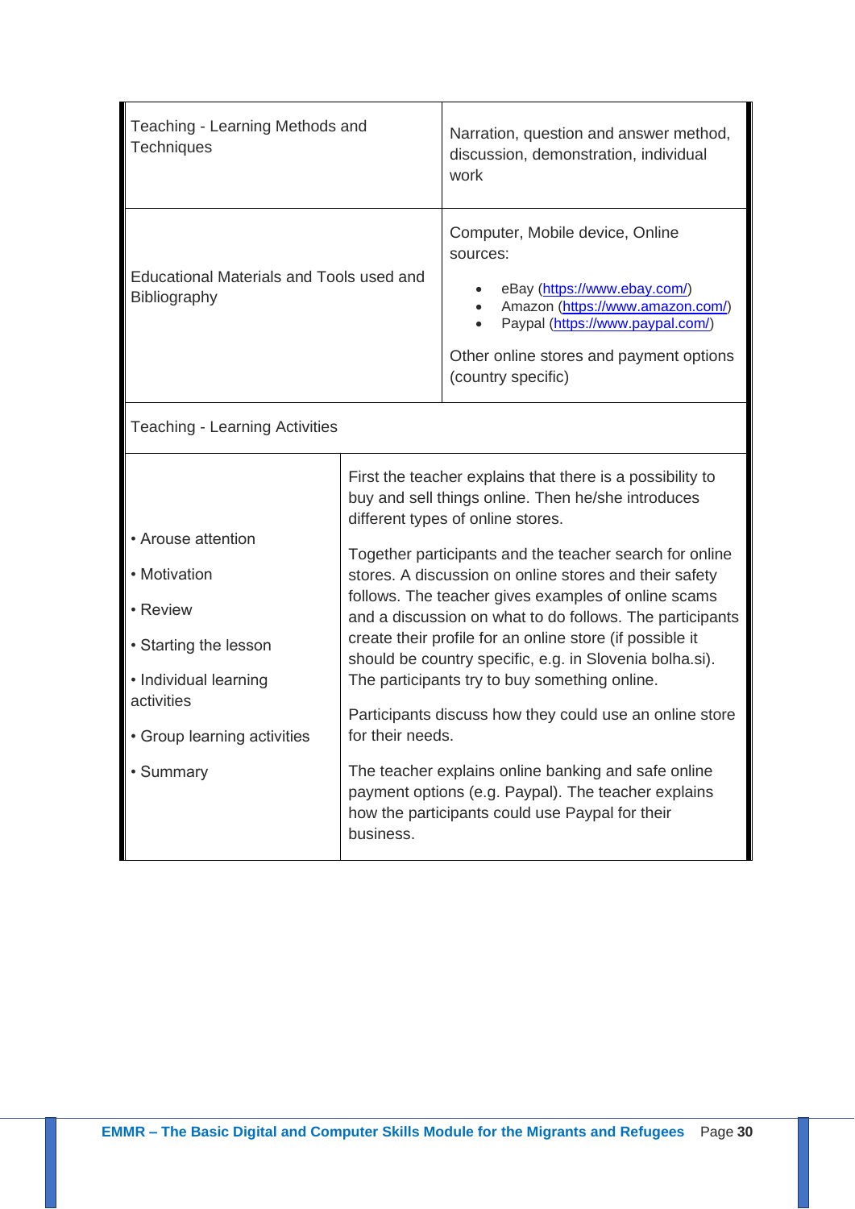| Teaching - Learning Methods and Techniques | Narration, question and answer method, discussion, demonstration, individual work |
|---|---|
| Educational Materials and Tools used and Bibliography | Computer, Mobile device, Online sources:<br>• eBay (https://www.ebay.com/)<br>• Amazon (https://www.amazon.com/)<br>• Paypal (https://www.paypal.com/)<br><br>Other online stores and payment options (country specific) |
| Teaching - Learning Activities | |
| • Arouse attention<br><br>• Motivation<br><br>• Review<br><br>• Starting the lesson<br><br>• Individual learning activities<br><br>• Group learning activities<br><br>• Summary | First the teacher explains that there is a possibility to buy and sell things online. Then he/she introduces different types of online stores.<br><br>Together participants and the teacher search for online stores. A discussion on online stores and their safety follows. The teacher gives examples of online scams and a discussion on what to do follows. The participants create their profile for an online store (if possible it should be country specific, e.g. in Slovenia bolha.si). The participants try to buy something online.<br><br>Participants discuss how they could use an online store for their needs.<br><br>The teacher explains online banking and safe online payment options (e.g. Paypal). The teacher explains how the participants could use Paypal for their business. |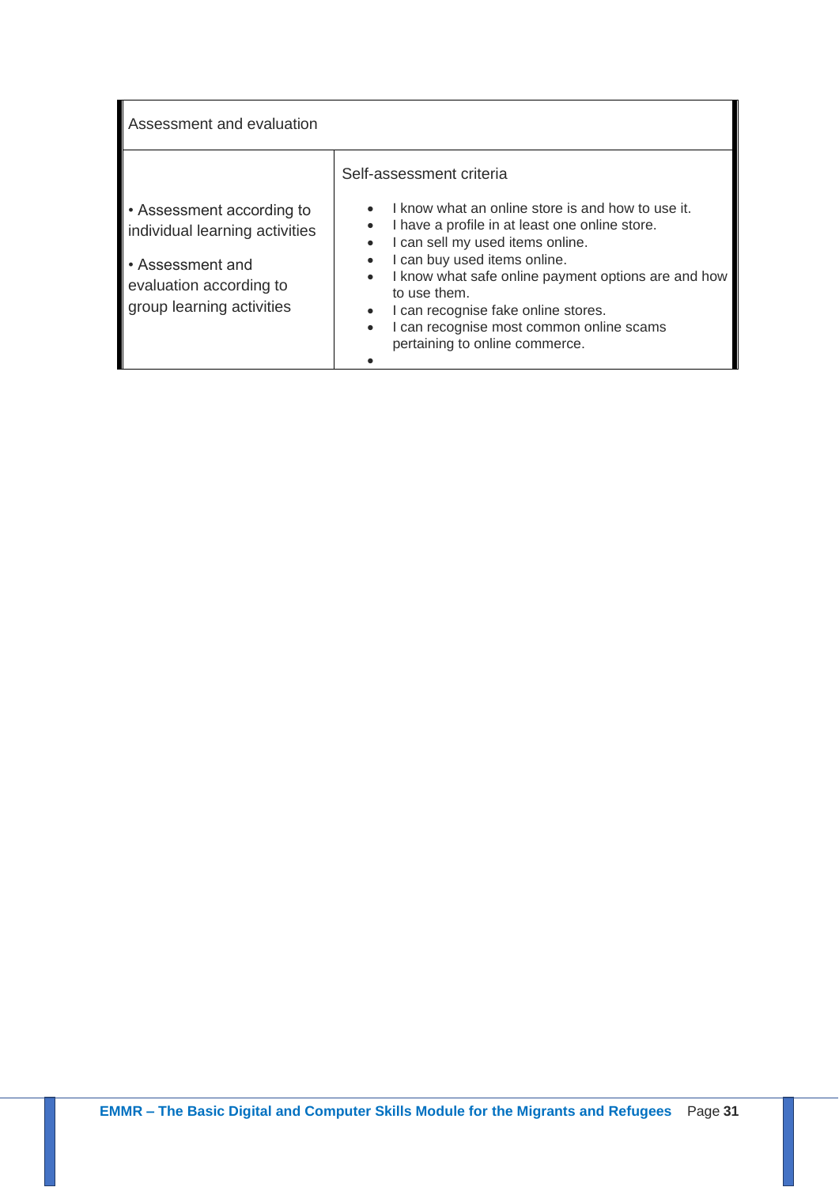| Assessment and evaluation | |
|---|---|
| • Assessment according to individual learning activities<br><br>• Assessment and evaluation according to group learning activities | Self-assessment criteria<br><br>• I know what an online store is and how to use it.<br>• I have a profile in at least one online store.<br>• I can sell my used items online.<br>• I can buy used items online.<br>• I know what safe online payment options are and how to use them.<br>• I can recognise fake online stores.<br>• I can recognise most common online scams pertaining to online commerce.<br>• |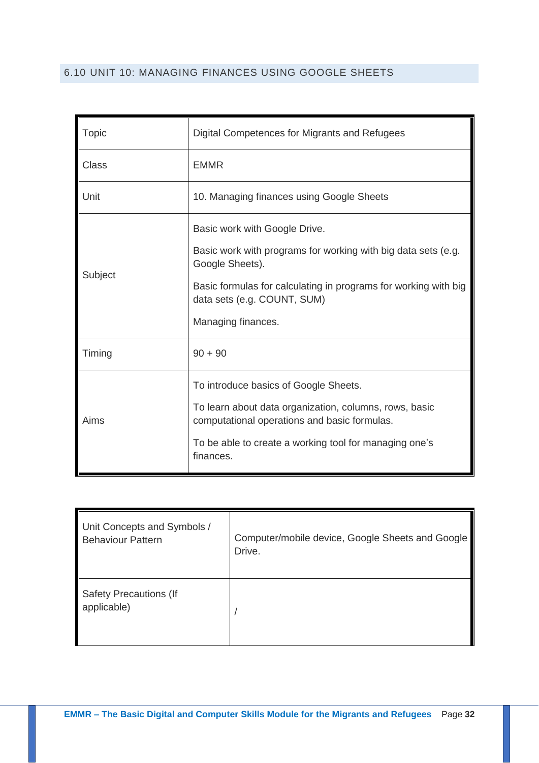## 6.10 UNIT 10: MANAGING FINANCES USING GOOGLE SHEETS

| Topic | Digital Competences for Migrants and Refugees |
|---|---|
| Class | EMMR |
| Unit | 10. Managing finances using Google Sheets |
| Subject | Basic work with Google Drive.<br><br>Basic work with programs for working with big data sets (e.g. Google Sheets).<br><br>Basic formulas for calculating in programs for working with big data sets (e.g. COUNT, SUM)<br><br>Managing finances. |
| Timing | 90 + 90 |
| Aims | To introduce basics of Google Sheets.<br><br>To learn about data organization, columns, rows, basic computational operations and basic formulas.<br><br>To be able to create a working tool for managing one's finances. |

| Unit Concepts and Symbols / Behaviour Pattern | Computer/mobile device, Google Sheets and Google Drive. |
|---|---|
| Safety Precautions (If applicable) | / |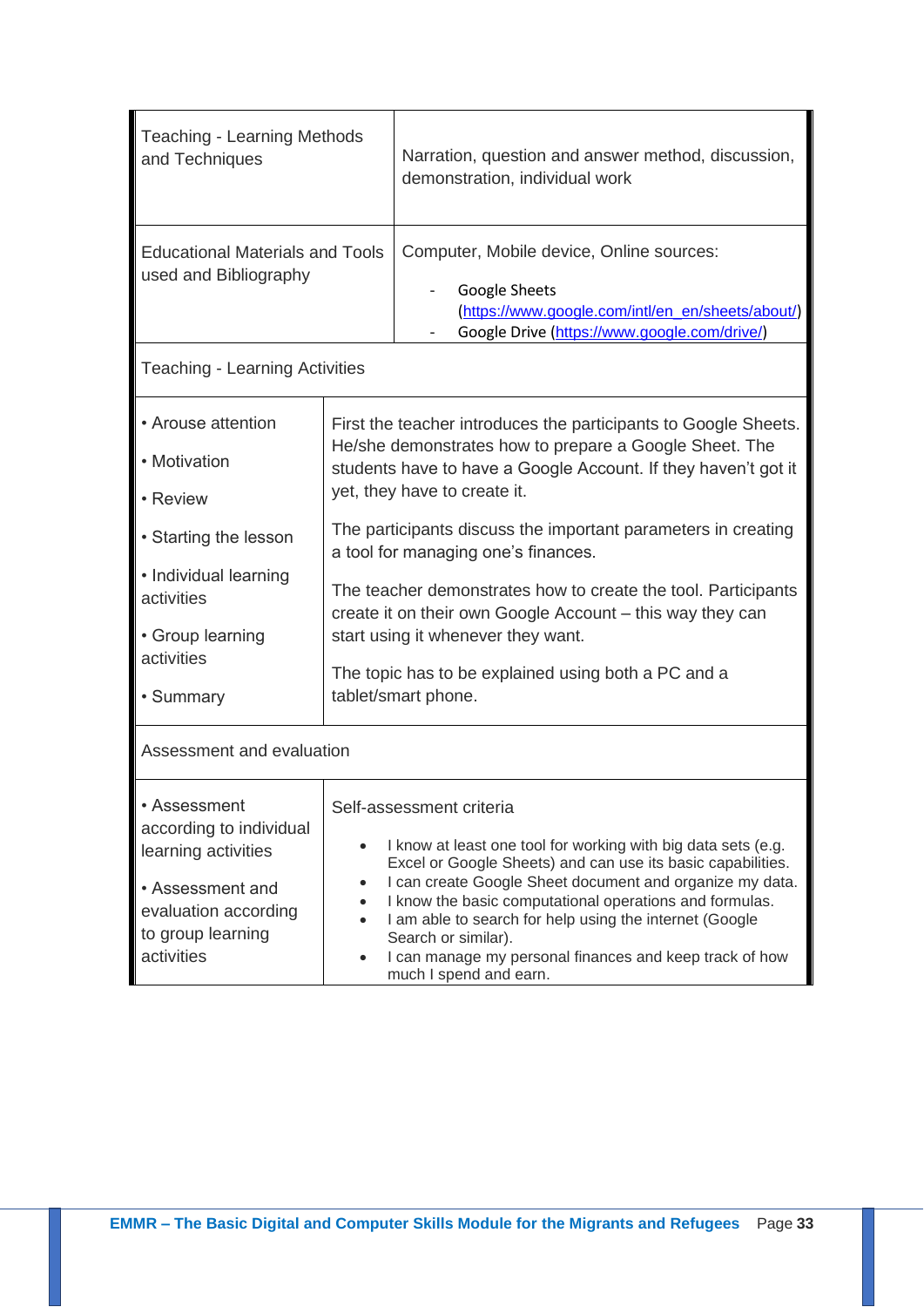| Teaching - Learning Methods and Techniques | Narration, question and answer method, discussion, demonstration, individual work |
|---|---|
| Educational Materials and Tools used and Bibliography | Computer, Mobile device, Online sources:<br>- Google Sheets (https://www.google.com/intl/en_en/sheets/about/)<br>- Google Drive (https://www.google.com/drive/) |
| **Teaching - Learning Activities** | |
| • Arouse attention<br>• Motivation<br>• Review<br>• Starting the lesson<br>• Individual learning activities<br>• Group learning activities<br>• Summary | First the teacher introduces the participants to Google Sheets. He/she demonstrates how to prepare a Google Sheet. The students have to have a Google Account. If they haven't got it yet, they have to create it.<br><br>The participants discuss the important parameters in creating a tool for managing one's finances.<br><br>The teacher demonstrates how to create the tool. Participants create it on their own Google Account – this way they can start using it whenever they want.<br><br>The topic has to be explained using both a PC and a tablet/smart phone. |
| **Assessment and evaluation** | |
| • Assessment according to individual learning activities<br><br>• Assessment and evaluation according to group learning activities | Self-assessment criteria<br>• I know at least one tool for working with big data sets (e.g. Excel or Google Sheets) and can use its basic capabilities.<br>• I can create Google Sheet document and organize my data.<br>• I know the basic computational operations and formulas.<br>• I am able to search for help using the internet (Google Search or similar).<br>• I can manage my personal finances and keep track of how much I spend and earn. |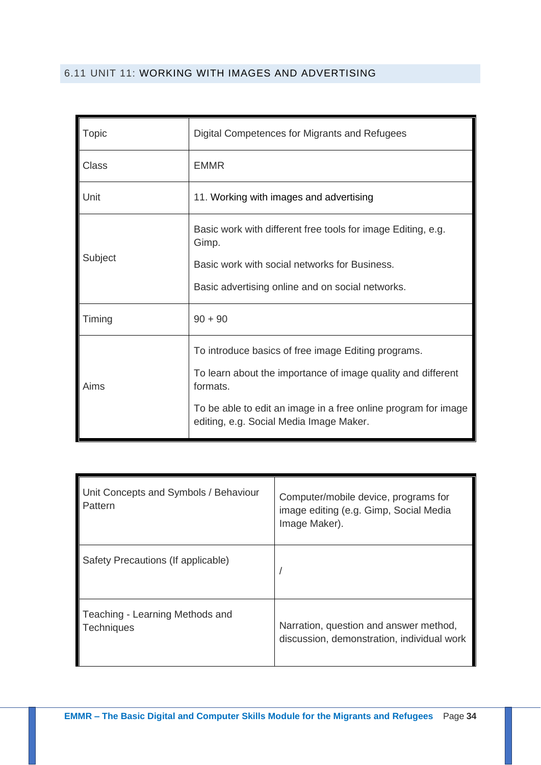## 6.11 UNIT 11: WORKING WITH IMAGES AND ADVERTISING

| Topic | Digital Competences for Migrants and Refugees |
|---|---|
| Class | EMMR |
| Unit | 11. Working with images and advertising |
| Subject | Basic work with different free tools for image Editing, e.g. Gimp.<br><br>Basic work with social networks for Business.<br><br>Basic advertising online and on social networks. |
| Timing | 90 + 90 |
| Aims | To introduce basics of free image Editing programs.<br><br>To learn about the importance of image quality and different formats.<br><br>To be able to edit an image in a free online program for image editing, e.g. Social Media Image Maker. |

| Unit Concepts and Symbols / Behaviour Pattern | Computer/mobile device, programs for image editing (e.g. Gimp, Social Media Image Maker). |
|---|---|
| Safety Precautions (If applicable) | / |
| Teaching - Learning Methods and Techniques | Narration, question and answer method, discussion, demonstration, individual work |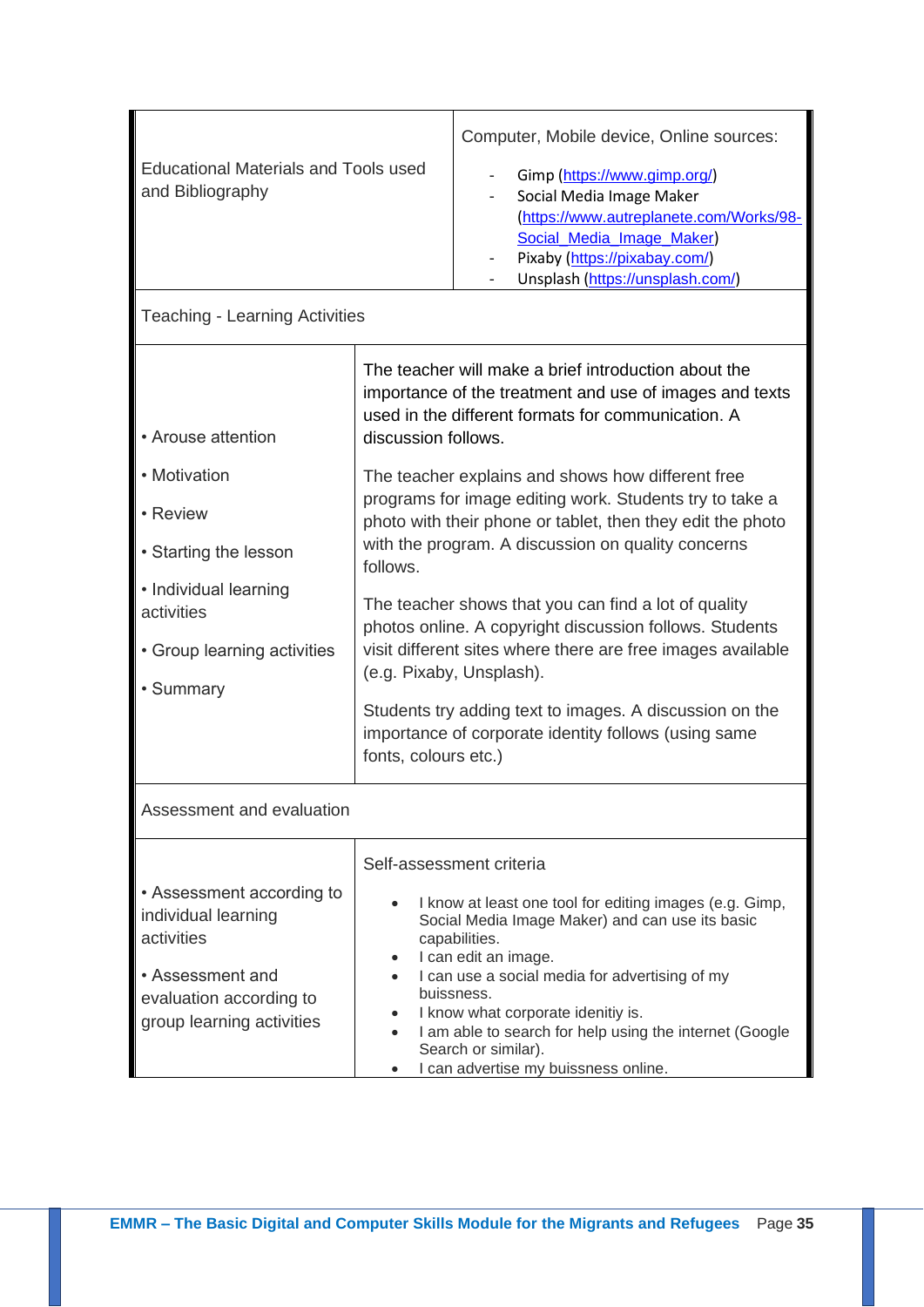| | |
|---|---|
| Educational Materials and Tools used and Bibliography | Computer, Mobile device, Online sources:<br>- Gimp (https://www.gimp.org/)<br>- Social Media Image Maker (https://www.autreplanete.com/Works/98-Social_Media_Image_Maker)<br>- Pixaby (https://pixabay.com/)<br>- Unsplash (https://unsplash.com/) |
| Teaching - Learning Activities | |
| • Arouse attention<br>• Motivation<br>• Review<br>• Starting the lesson<br>• Individual learning activities<br>• Group learning activities<br>• Summary | The teacher will make a brief introduction about the importance of the treatment and use of images and texts used in the different formats for communication. A discussion follows.<br><br>The teacher explains and shows how different free programs for image editing work. Students try to take a photo with their phone or tablet, then they edit the photo with the program. A discussion on quality concerns follows.<br><br>The teacher shows that you can find a lot of quality photos online. A copyright discussion follows. Students visit different sites where there are free images available (e.g. Pixaby, Unsplash).<br><br>Students try adding text to images. A discussion on the importance of corporate identity follows (using same fonts, colours etc.) |
| Assessment and evaluation | |
| • Assessment according to individual learning activities<br>• Assessment and evaluation according to group learning activities | Self-assessment criteria<br>• I know at least one tool for editing images (e.g. Gimp, Social Media Image Maker) and can use its basic capabilities.<br>• I can edit an image.<br>• I can use a social media for advertising of my buissness.<br>• I know what corporate idenitiy is.<br>• I am able to search for help using the internet (Google Search or similar).<br>• I can advertise my buissness online. |